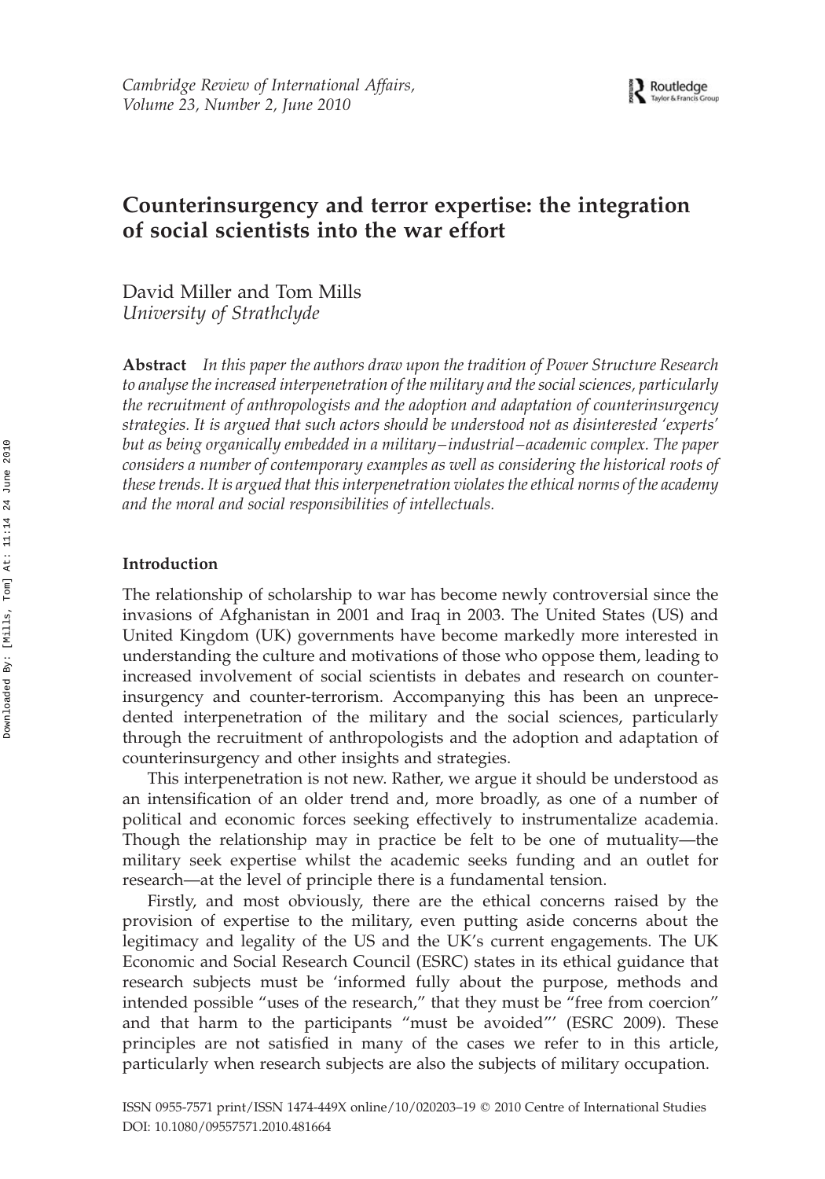# Counterinsurgency and terror expertise: the integration of social scientists into the war effort

David Miller and Tom Mills
*University of Strathclyde*

**Abstract** *In this paper the authors draw upon the tradition of Power Structure Research to analyse the increased interpenetration of the military and the social sciences, particularly the recruitment of anthropologists and the adoption and adaptation of counterinsurgency strategies. It is argued that such actors should be understood not as disinterested 'experts' but as being organically embedded in a military–industrial–academic complex. The paper considers a number of contemporary examples as well as considering the historical roots of these trends. It is argued that this interpenetration violates the ethical norms of the academy and the moral and social responsibilities of intellectuals.*

## Introduction

The relationship of scholarship to war has become newly controversial since the invasions of Afghanistan in 2001 and Iraq in 2003. The United States (US) and United Kingdom (UK) governments have become markedly more interested in understanding the culture and motivations of those who oppose them, leading to increased involvement of social scientists in debates and research on counter-insurgency and counter-terrorism. Accompanying this has been an unprecedented interpenetration of the military and the social sciences, particularly through the recruitment of anthropologists and the adoption and adaptation of counterinsurgency and other insights and strategies.

This interpenetration is not new. Rather, we argue it should be understood as an intensification of an older trend and, more broadly, as one of a number of political and economic forces seeking effectively to instrumentalize academia. Though the relationship may in practice be felt to be one of mutuality—the military seek expertise whilst the academic seeks funding and an outlet for research—at the level of principle there is a fundamental tension.

Firstly, and most obviously, there are the ethical concerns raised by the provision of expertise to the military, even putting aside concerns about the legitimacy and legality of the US and the UK's current engagements. The UK Economic and Social Research Council (ESRC) states in its ethical guidance that research subjects must be 'informed fully about the purpose, methods and intended possible "uses of the research," that they must be "free from coercion" and that harm to the participants "must be avoided"' (ESRC 2009). These principles are not satisfied in many of the cases we refer to in this article, particularly when research subjects are also the subjects of military occupation.

ISSN 0955-7571 print/ISSN 1474-449X online/10/020203–19 © 2010 Centre of International Studies
DOI: 10.1080/09557571.2010.481664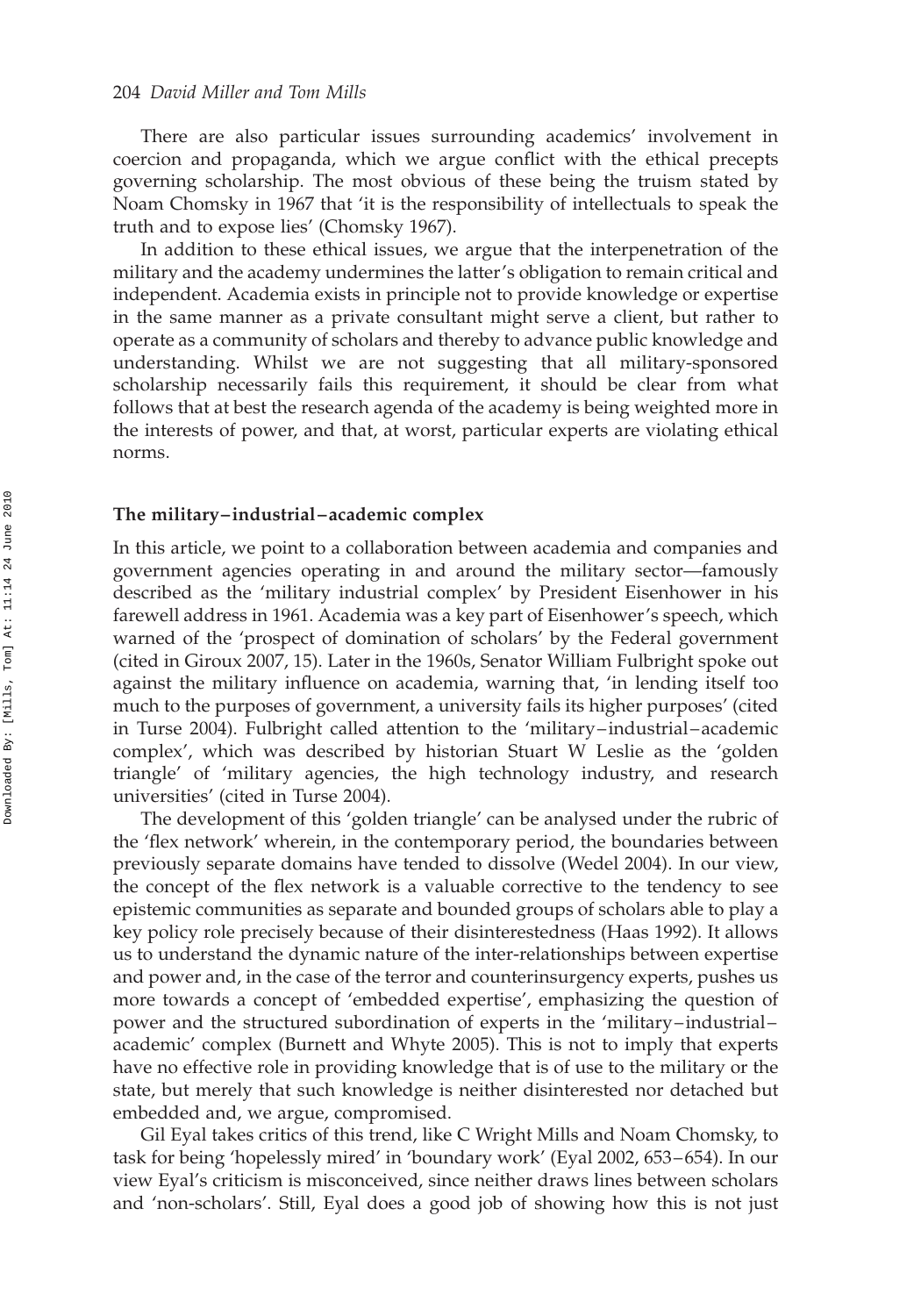There are also particular issues surrounding academics' involvement in coercion and propaganda, which we argue conflict with the ethical precepts governing scholarship. The most obvious of these being the truism stated by Noam Chomsky in 1967 that 'it is the responsibility of intellectuals to speak the truth and to expose lies' (Chomsky 1967).

In addition to these ethical issues, we argue that the interpenetration of the military and the academy undermines the latter's obligation to remain critical and independent. Academia exists in principle not to provide knowledge or expertise in the same manner as a private consultant might serve a client, but rather to operate as a community of scholars and thereby to advance public knowledge and understanding. Whilst we are not suggesting that all military-sponsored scholarship necessarily fails this requirement, it should be clear from what follows that at best the research agenda of the academy is being weighted more in the interests of power, and that, at worst, particular experts are violating ethical norms.

## The military–industrial–academic complex

In this article, we point to a collaboration between academia and companies and government agencies operating in and around the military sector—famously described as the 'military industrial complex' by President Eisenhower in his farewell address in 1961. Academia was a key part of Eisenhower's speech, which warned of the 'prospect of domination of scholars' by the Federal government (cited in Giroux 2007, 15). Later in the 1960s, Senator William Fulbright spoke out against the military influence on academia, warning that, 'in lending itself too much to the purposes of government, a university fails its higher purposes' (cited in Turse 2004). Fulbright called attention to the 'military–industrial–academic complex', which was described by historian Stuart W Leslie as the 'golden triangle' of 'military agencies, the high technology industry, and research universities' (cited in Turse 2004).

The development of this 'golden triangle' can be analysed under the rubric of the 'flex network' wherein, in the contemporary period, the boundaries between previously separate domains have tended to dissolve (Wedel 2004). In our view, the concept of the flex network is a valuable corrective to the tendency to see epistemic communities as separate and bounded groups of scholars able to play a key policy role precisely because of their disinterestedness (Haas 1992). It allows us to understand the dynamic nature of the inter-relationships between expertise and power and, in the case of the terror and counterinsurgency experts, pushes us more towards a concept of 'embedded expertise', emphasizing the question of power and the structured subordination of experts in the 'military–industrial–academic' complex (Burnett and Whyte 2005). This is not to imply that experts have no effective role in providing knowledge that is of use to the military or the state, but merely that such knowledge is neither disinterested nor detached but embedded and, we argue, compromised.

Gil Eyal takes critics of this trend, like C Wright Mills and Noam Chomsky, to task for being 'hopelessly mired' in 'boundary work' (Eyal 2002, 653–654). In our view Eyal's criticism is misconceived, since neither draws lines between scholars and 'non-scholars'. Still, Eyal does a good job of showing how this is not just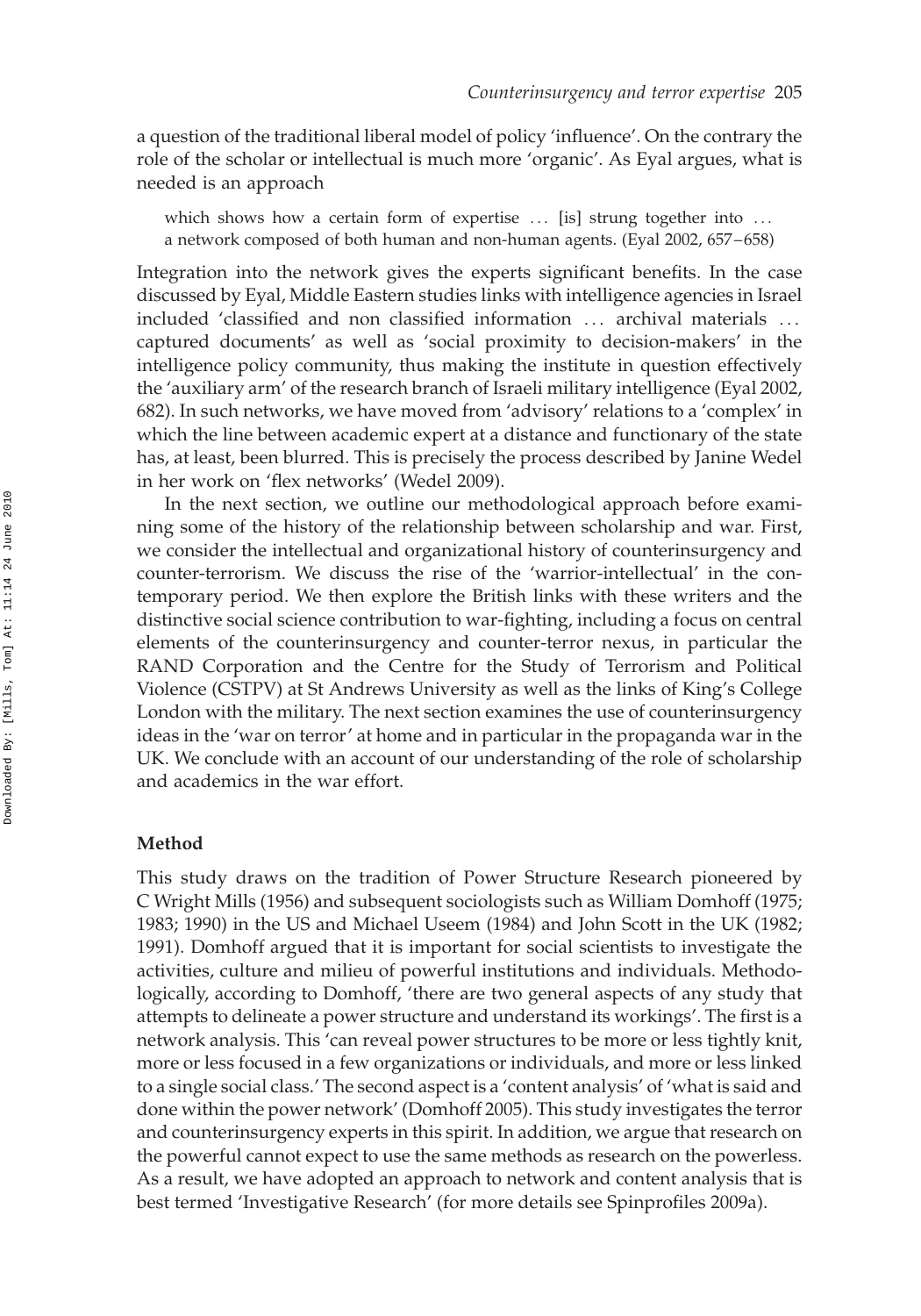a question of the traditional liberal model of policy 'influence'. On the contrary the role of the scholar or intellectual is much more 'organic'. As Eyal argues, what is needed is an approach

> which shows how a certain form of expertise … [is] strung together into … a network composed of both human and non-human agents. (Eyal 2002, 657–658)

Integration into the network gives the experts significant benefits. In the case discussed by Eyal, Middle Eastern studies links with intelligence agencies in Israel included 'classified and non classified information … archival materials … captured documents' as well as 'social proximity to decision-makers' in the intelligence policy community, thus making the institute in question effectively the 'auxiliary arm' of the research branch of Israeli military intelligence (Eyal 2002, 682). In such networks, we have moved from 'advisory' relations to a 'complex' in which the line between academic expert at a distance and functionary of the state has, at least, been blurred. This is precisely the process described by Janine Wedel in her work on 'flex networks' (Wedel 2009).

In the next section, we outline our methodological approach before examining some of the history of the relationship between scholarship and war. First, we consider the intellectual and organizational history of counterinsurgency and counter-terrorism. We discuss the rise of the 'warrior-intellectual' in the contemporary period. We then explore the British links with these writers and the distinctive social science contribution to war-fighting, including a focus on central elements of the counterinsurgency and counter-terror nexus, in particular the RAND Corporation and the Centre for the Study of Terrorism and Political Violence (CSTPV) at St Andrews University as well as the links of King's College London with the military. The next section examines the use of counterinsurgency ideas in the 'war on terror' at home and in particular in the propaganda war in the UK. We conclude with an account of our understanding of the role of scholarship and academics in the war effort.

## Method

This study draws on the tradition of Power Structure Research pioneered by C Wright Mills (1956) and subsequent sociologists such as William Domhoff (1975; 1983; 1990) in the US and Michael Useem (1984) and John Scott in the UK (1982; 1991). Domhoff argued that it is important for social scientists to investigate the activities, culture and milieu of powerful institutions and individuals. Methodologically, according to Domhoff, 'there are two general aspects of any study that attempts to delineate a power structure and understand its workings'. The first is a network analysis. This 'can reveal power structures to be more or less tightly knit, more or less focused in a few organizations or individuals, and more or less linked to a single social class.' The second aspect is a 'content analysis' of 'what is said and done within the power network' (Domhoff 2005). This study investigates the terror and counterinsurgency experts in this spirit. In addition, we argue that research on the powerful cannot expect to use the same methods as research on the powerless. As a result, we have adopted an approach to network and content analysis that is best termed 'Investigative Research' (for more details see Spinprofiles 2009a).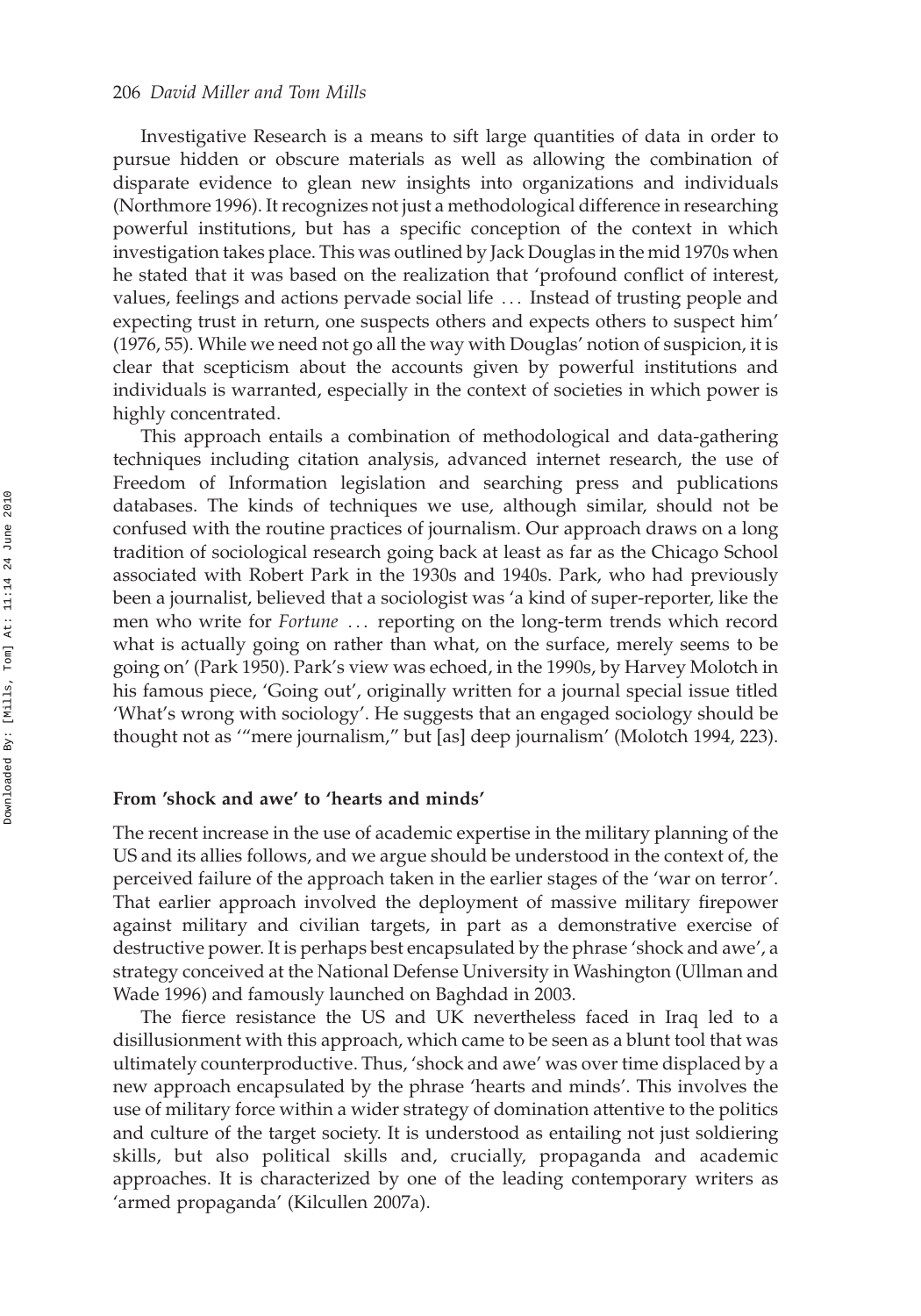Investigative Research is a means to sift large quantities of data in order to pursue hidden or obscure materials as well as allowing the combination of disparate evidence to glean new insights into organizations and individuals (Northmore 1996). It recognizes not just a methodological difference in researching powerful institutions, but has a specific conception of the context in which investigation takes place. This was outlined by Jack Douglas in the mid 1970s when he stated that it was based on the realization that 'profound conflict of interest, values, feelings and actions pervade social life … Instead of trusting people and expecting trust in return, one suspects others and expects others to suspect him' (1976, 55). While we need not go all the way with Douglas' notion of suspicion, it is clear that scepticism about the accounts given by powerful institutions and individuals is warranted, especially in the context of societies in which power is highly concentrated.

This approach entails a combination of methodological and data-gathering techniques including citation analysis, advanced internet research, the use of Freedom of Information legislation and searching press and publications databases. The kinds of techniques we use, although similar, should not be confused with the routine practices of journalism. Our approach draws on a long tradition of sociological research going back at least as far as the Chicago School associated with Robert Park in the 1930s and 1940s. Park, who had previously been a journalist, believed that a sociologist was 'a kind of super-reporter, like the men who write for *Fortune* … reporting on the long-term trends which record what is actually going on rather than what, on the surface, merely seems to be going on' (Park 1950). Park's view was echoed, in the 1990s, by Harvey Molotch in his famous piece, 'Going out', originally written for a journal special issue titled 'What's wrong with sociology'. He suggests that an engaged sociology should be thought not as '"mere journalism," but [as] deep journalism' (Molotch 1994, 223).

### From 'shock and awe' to 'hearts and minds'

The recent increase in the use of academic expertise in the military planning of the US and its allies follows, and we argue should be understood in the context of, the perceived failure of the approach taken in the earlier stages of the 'war on terror'. That earlier approach involved the deployment of massive military firepower against military and civilian targets, in part as a demonstrative exercise of destructive power. It is perhaps best encapsulated by the phrase 'shock and awe', a strategy conceived at the National Defense University in Washington (Ullman and Wade 1996) and famously launched on Baghdad in 2003.

The fierce resistance the US and UK nevertheless faced in Iraq led to a disillusionment with this approach, which came to be seen as a blunt tool that was ultimately counterproductive. Thus, 'shock and awe' was over time displaced by a new approach encapsulated by the phrase 'hearts and minds'. This involves the use of military force within a wider strategy of domination attentive to the politics and culture of the target society. It is understood as entailing not just soldiering skills, but also political skills and, crucially, propaganda and academic approaches. It is characterized by one of the leading contemporary writers as 'armed propaganda' (Kilcullen 2007a).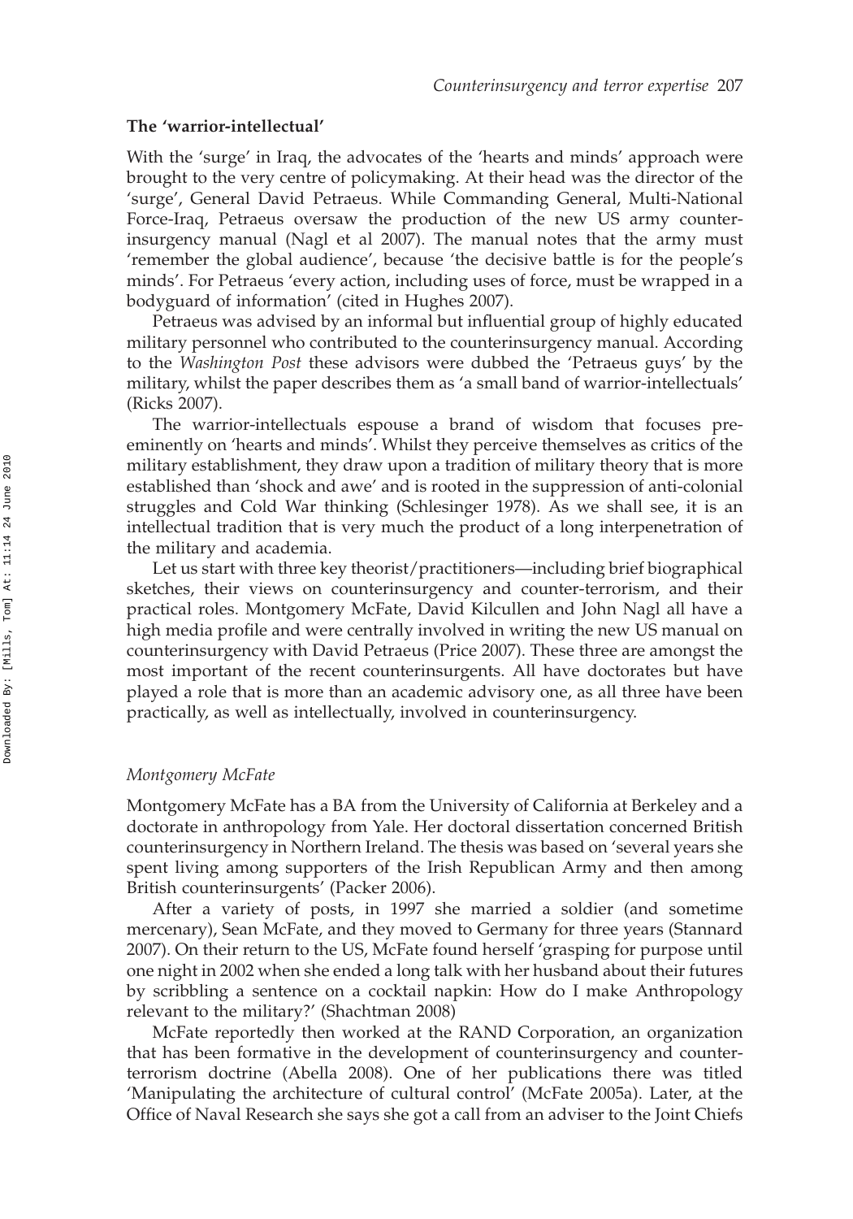### The 'warrior-intellectual'

With the 'surge' in Iraq, the advocates of the 'hearts and minds' approach were brought to the very centre of policymaking. At their head was the director of the 'surge', General David Petraeus. While Commanding General, Multi-National Force-Iraq, Petraeus oversaw the production of the new US army counterinsurgency manual (Nagl et al 2007). The manual notes that the army must 'remember the global audience', because 'the decisive battle is for the people's minds'. For Petraeus 'every action, including uses of force, must be wrapped in a bodyguard of information' (cited in Hughes 2007).

Petraeus was advised by an informal but influential group of highly educated military personnel who contributed to the counterinsurgency manual. According to the *Washington Post* these advisors were dubbed the 'Petraeus guys' by the military, whilst the paper describes them as 'a small band of warrior-intellectuals' (Ricks 2007).

The warrior-intellectuals espouse a brand of wisdom that focuses pre-eminently on 'hearts and minds'. Whilst they perceive themselves as critics of the military establishment, they draw upon a tradition of military theory that is more established than 'shock and awe' and is rooted in the suppression of anti-colonial struggles and Cold War thinking (Schlesinger 1978). As we shall see, it is an intellectual tradition that is very much the product of a long interpenetration of the military and academia.

Let us start with three key theorist/practitioners—including brief biographical sketches, their views on counterinsurgency and counter-terrorism, and their practical roles. Montgomery McFate, David Kilcullen and John Nagl all have a high media profile and were centrally involved in writing the new US manual on counterinsurgency with David Petraeus (Price 2007). These three are amongst the most important of the recent counterinsurgents. All have doctorates but have played a role that is more than an academic advisory one, as all three have been practically, as well as intellectually, involved in counterinsurgency.

#### *Montgomery McFate*

Montgomery McFate has a BA from the University of California at Berkeley and a doctorate in anthropology from Yale. Her doctoral dissertation concerned British counterinsurgency in Northern Ireland. The thesis was based on 'several years she spent living among supporters of the Irish Republican Army and then among British counterinsurgents' (Packer 2006).

After a variety of posts, in 1997 she married a soldier (and sometime mercenary), Sean McFate, and they moved to Germany for three years (Stannard 2007). On their return to the US, McFate found herself 'grasping for purpose until one night in 2002 when she ended a long talk with her husband about their futures by scribbling a sentence on a cocktail napkin: How do I make Anthropology relevant to the military?' (Shachtman 2008)

McFate reportedly then worked at the RAND Corporation, an organization that has been formative in the development of counterinsurgency and counter-terrorism doctrine (Abella 2008). One of her publications there was titled 'Manipulating the architecture of cultural control' (McFate 2005a). Later, at the Office of Naval Research she says she got a call from an adviser to the Joint Chiefs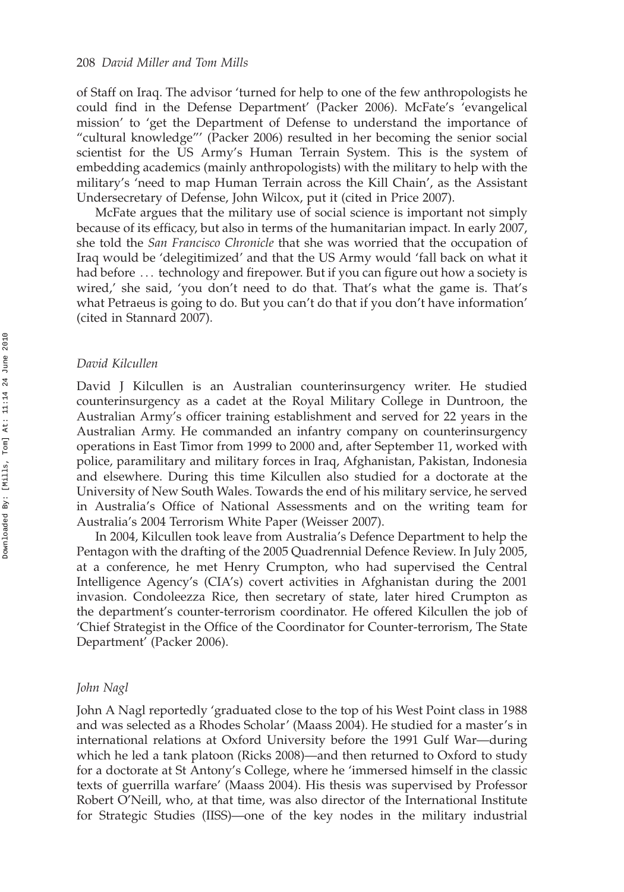of Staff on Iraq. The advisor 'turned for help to one of the few anthropologists he could find in the Defense Department' (Packer 2006). McFate's 'evangelical mission' to 'get the Department of Defense to understand the importance of "cultural knowledge"' (Packer 2006) resulted in her becoming the senior social scientist for the US Army's Human Terrain System. This is the system of embedding academics (mainly anthropologists) with the military to help with the military's 'need to map Human Terrain across the Kill Chain', as the Assistant Undersecretary of Defense, John Wilcox, put it (cited in Price 2007).

McFate argues that the military use of social science is important not simply because of its efficacy, but also in terms of the humanitarian impact. In early 2007, she told the *San Francisco Chronicle* that she was worried that the occupation of Iraq would be 'delegitimized' and that the US Army would 'fall back on what it had before ... technology and firepower. But if you can figure out how a society is wired,' she said, 'you don't need to do that. That's what the game is. That's what Petraeus is going to do. But you can't do that if you don't have information' (cited in Stannard 2007).

### *David Kilcullen*

David J Kilcullen is an Australian counterinsurgency writer. He studied counterinsurgency as a cadet at the Royal Military College in Duntroon, the Australian Army's officer training establishment and served for 22 years in the Australian Army. He commanded an infantry company on counterinsurgency operations in East Timor from 1999 to 2000 and, after September 11, worked with police, paramilitary and military forces in Iraq, Afghanistan, Pakistan, Indonesia and elsewhere. During this time Kilcullen also studied for a doctorate at the University of New South Wales. Towards the end of his military service, he served in Australia's Office of National Assessments and on the writing team for Australia's 2004 Terrorism White Paper (Weisser 2007).

In 2004, Kilcullen took leave from Australia's Defence Department to help the Pentagon with the drafting of the 2005 Quadrennial Defence Review. In July 2005, at a conference, he met Henry Crumpton, who had supervised the Central Intelligence Agency's (CIA's) covert activities in Afghanistan during the 2001 invasion. Condoleezza Rice, then secretary of state, later hired Crumpton as the department's counter-terrorism coordinator. He offered Kilcullen the job of 'Chief Strategist in the Office of the Coordinator for Counter-terrorism, The State Department' (Packer 2006).

### *John Nagl*

John A Nagl reportedly 'graduated close to the top of his West Point class in 1988 and was selected as a Rhodes Scholar' (Maass 2004). He studied for a master's in international relations at Oxford University before the 1991 Gulf War—during which he led a tank platoon (Ricks 2008)—and then returned to Oxford to study for a doctorate at St Antony's College, where he 'immersed himself in the classic texts of guerrilla warfare' (Maass 2004). His thesis was supervised by Professor Robert O'Neill, who, at that time, was also director of the International Institute for Strategic Studies (IISS)—one of the key nodes in the military industrial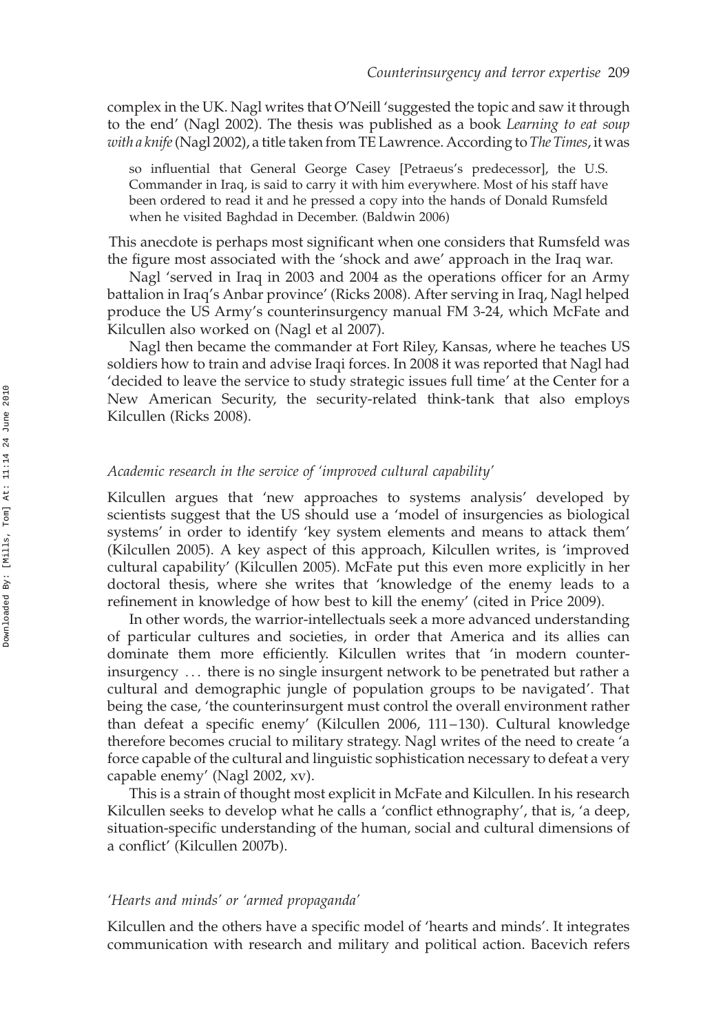complex in the UK. Nagl writes that O'Neill 'suggested the topic and saw it through to the end' (Nagl 2002). The thesis was published as a book *Learning to eat soup with a knife* (Nagl 2002), a title taken from TE Lawrence. According to *The Times*, it was

> so influential that General George Casey [Petraeus's predecessor], the U.S. Commander in Iraq, is said to carry it with him everywhere. Most of his staff have been ordered to read it and he pressed a copy into the hands of Donald Rumsfeld when he visited Baghdad in December. (Baldwin 2006)

This anecdote is perhaps most significant when one considers that Rumsfeld was the figure most associated with the 'shock and awe' approach in the Iraq war.

Nagl 'served in Iraq in 2003 and 2004 as the operations officer for an Army battalion in Iraq's Anbar province' (Ricks 2008). After serving in Iraq, Nagl helped produce the US Army's counterinsurgency manual FM 3-24, which McFate and Kilcullen also worked on (Nagl et al 2007).

Nagl then became the commander at Fort Riley, Kansas, where he teaches US soldiers how to train and advise Iraqi forces. In 2008 it was reported that Nagl had 'decided to leave the service to study strategic issues full time' at the Center for a New American Security, the security-related think-tank that also employs Kilcullen (Ricks 2008).

### *Academic research in the service of 'improved cultural capability'*

Kilcullen argues that 'new approaches to systems analysis' developed by scientists suggest that the US should use a 'model of insurgencies as biological systems' in order to identify 'key system elements and means to attack them' (Kilcullen 2005). A key aspect of this approach, Kilcullen writes, is 'improved cultural capability' (Kilcullen 2005). McFate put this even more explicitly in her doctoral thesis, where she writes that 'knowledge of the enemy leads to a refinement in knowledge of how best to kill the enemy' (cited in Price 2009).

In other words, the warrior-intellectuals seek a more advanced understanding of particular cultures and societies, in order that America and its allies can dominate them more efficiently. Kilcullen writes that 'in modern counter-insurgency ... there is no single insurgent network to be penetrated but rather a cultural and demographic jungle of population groups to be navigated'. That being the case, 'the counterinsurgent must control the overall environment rather than defeat a specific enemy' (Kilcullen 2006, 111–130). Cultural knowledge therefore becomes crucial to military strategy. Nagl writes of the need to create 'a force capable of the cultural and linguistic sophistication necessary to defeat a very capable enemy' (Nagl 2002, xv).

This is a strain of thought most explicit in McFate and Kilcullen. In his research Kilcullen seeks to develop what he calls a 'conflict ethnography', that is, 'a deep, situation-specific understanding of the human, social and cultural dimensions of a conflict' (Kilcullen 2007b).

### *'Hearts and minds' or 'armed propaganda'*

Kilcullen and the others have a specific model of 'hearts and minds'. It integrates communication with research and military and political action. Bacevich refers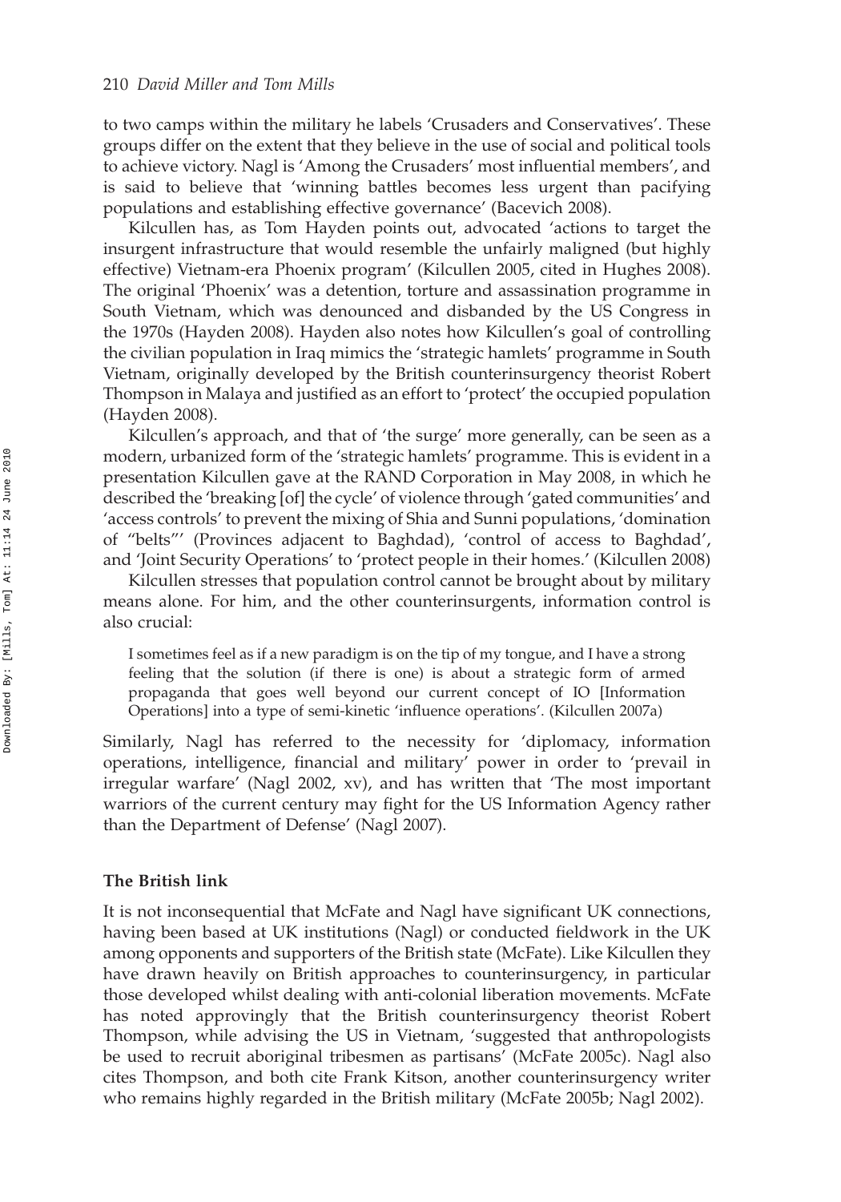to two camps within the military he labels 'Crusaders and Conservatives'. These groups differ on the extent that they believe in the use of social and political tools to achieve victory. Nagl is 'Among the Crusaders' most influential members', and is said to believe that 'winning battles becomes less urgent than pacifying populations and establishing effective governance' (Bacevich 2008).

Kilcullen has, as Tom Hayden points out, advocated 'actions to target the insurgent infrastructure that would resemble the unfairly maligned (but highly effective) Vietnam-era Phoenix program' (Kilcullen 2005, cited in Hughes 2008). The original 'Phoenix' was a detention, torture and assassination programme in South Vietnam, which was denounced and disbanded by the US Congress in the 1970s (Hayden 2008). Hayden also notes how Kilcullen's goal of controlling the civilian population in Iraq mimics the 'strategic hamlets' programme in South Vietnam, originally developed by the British counterinsurgency theorist Robert Thompson in Malaya and justified as an effort to 'protect' the occupied population (Hayden 2008).

Kilcullen's approach, and that of 'the surge' more generally, can be seen as a modern, urbanized form of the 'strategic hamlets' programme. This is evident in a presentation Kilcullen gave at the RAND Corporation in May 2008, in which he described the 'breaking [of] the cycle' of violence through 'gated communities' and 'access controls' to prevent the mixing of Shia and Sunni populations, 'domination of "belts"' (Provinces adjacent to Baghdad), 'control of access to Baghdad', and 'Joint Security Operations' to 'protect people in their homes.' (Kilcullen 2008)

Kilcullen stresses that population control cannot be brought about by military means alone. For him, and the other counterinsurgents, information control is also crucial:

> I sometimes feel as if a new paradigm is on the tip of my tongue, and I have a strong feeling that the solution (if there is one) is about a strategic form of armed propaganda that goes well beyond our current concept of IO [Information Operations] into a type of semi-kinetic 'influence operations'. (Kilcullen 2007a)

Similarly, Nagl has referred to the necessity for 'diplomacy, information operations, intelligence, financial and military' power in order to 'prevail in irregular warfare' (Nagl 2002, xv), and has written that 'The most important warriors of the current century may fight for the US Information Agency rather than the Department of Defense' (Nagl 2007).

### The British link

It is not inconsequential that McFate and Nagl have significant UK connections, having been based at UK institutions (Nagl) or conducted fieldwork in the UK among opponents and supporters of the British state (McFate). Like Kilcullen they have drawn heavily on British approaches to counterinsurgency, in particular those developed whilst dealing with anti-colonial liberation movements. McFate has noted approvingly that the British counterinsurgency theorist Robert Thompson, while advising the US in Vietnam, 'suggested that anthropologists be used to recruit aboriginal tribesmen as partisans' (McFate 2005c). Nagl also cites Thompson, and both cite Frank Kitson, another counterinsurgency writer who remains highly regarded in the British military (McFate 2005b; Nagl 2002).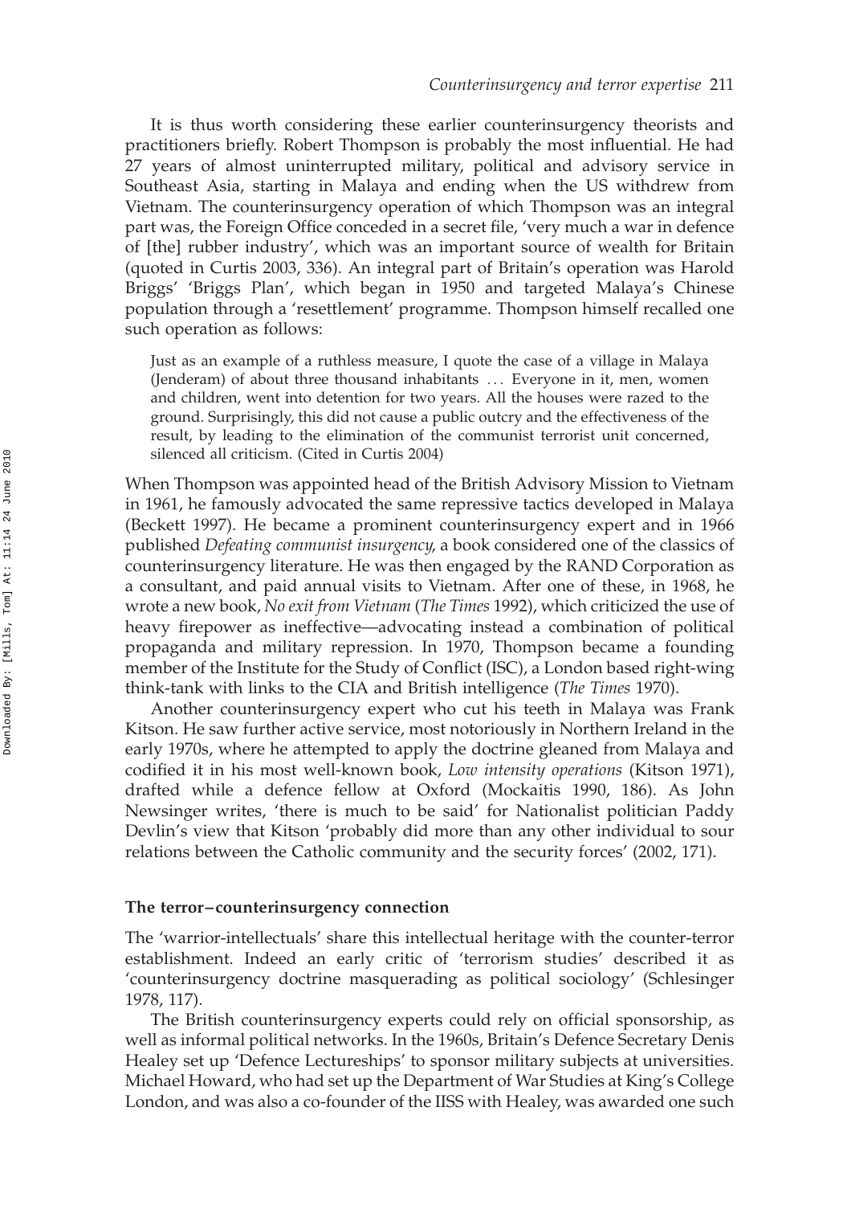It is thus worth considering these earlier counterinsurgency theorists and practitioners briefly. Robert Thompson is probably the most influential. He had 27 years of almost uninterrupted military, political and advisory service in Southeast Asia, starting in Malaya and ending when the US withdrew from Vietnam. The counterinsurgency operation of which Thompson was an integral part was, the Foreign Office conceded in a secret file, 'very much a war in defence of [the] rubber industry', which was an important source of wealth for Britain (quoted in Curtis 2003, 336). An integral part of Britain's operation was Harold Briggs' 'Briggs Plan', which began in 1950 and targeted Malaya's Chinese population through a 'resettlement' programme. Thompson himself recalled one such operation as follows:

> Just as an example of a ruthless measure, I quote the case of a village in Malaya (Jenderam) of about three thousand inhabitants ... Everyone in it, men, women and children, went into detention for two years. All the houses were razed to the ground. Surprisingly, this did not cause a public outcry and the effectiveness of the result, by leading to the elimination of the communist terrorist unit concerned, silenced all criticism. (Cited in Curtis 2004)

When Thompson was appointed head of the British Advisory Mission to Vietnam in 1961, he famously advocated the same repressive tactics developed in Malaya (Beckett 1997). He became a prominent counterinsurgency expert and in 1966 published *Defeating communist insurgency*, a book considered one of the classics of counterinsurgency literature. He was then engaged by the RAND Corporation as a consultant, and paid annual visits to Vietnam. After one of these, in 1968, he wrote a new book, *No exit from Vietnam* (*The Times* 1992), which criticized the use of heavy firepower as ineffective—advocating instead a combination of political propaganda and military repression. In 1970, Thompson became a founding member of the Institute for the Study of Conflict (ISC), a London based right-wing think-tank with links to the CIA and British intelligence (*The Times* 1970).

Another counterinsurgency expert who cut his teeth in Malaya was Frank Kitson. He saw further active service, most notoriously in Northern Ireland in the early 1970s, where he attempted to apply the doctrine gleaned from Malaya and codified it in his most well-known book, *Low intensity operations* (Kitson 1971), drafted while a defence fellow at Oxford (Mockaitis 1990, 186). As John Newsinger writes, 'there is much to be said' for Nationalist politician Paddy Devlin's view that Kitson 'probably did more than any other individual to sour relations between the Catholic community and the security forces' (2002, 171).

### The terror–counterinsurgency connection

The 'warrior-intellectuals' share this intellectual heritage with the counter-terror establishment. Indeed an early critic of 'terrorism studies' described it as 'counterinsurgency doctrine masquerading as political sociology' (Schlesinger 1978, 117).

The British counterinsurgency experts could rely on official sponsorship, as well as informal political networks. In the 1960s, Britain's Defence Secretary Denis Healey set up 'Defence Lectureships' to sponsor military subjects at universities. Michael Howard, who had set up the Department of War Studies at King's College London, and was also a co-founder of the IISS with Healey, was awarded one such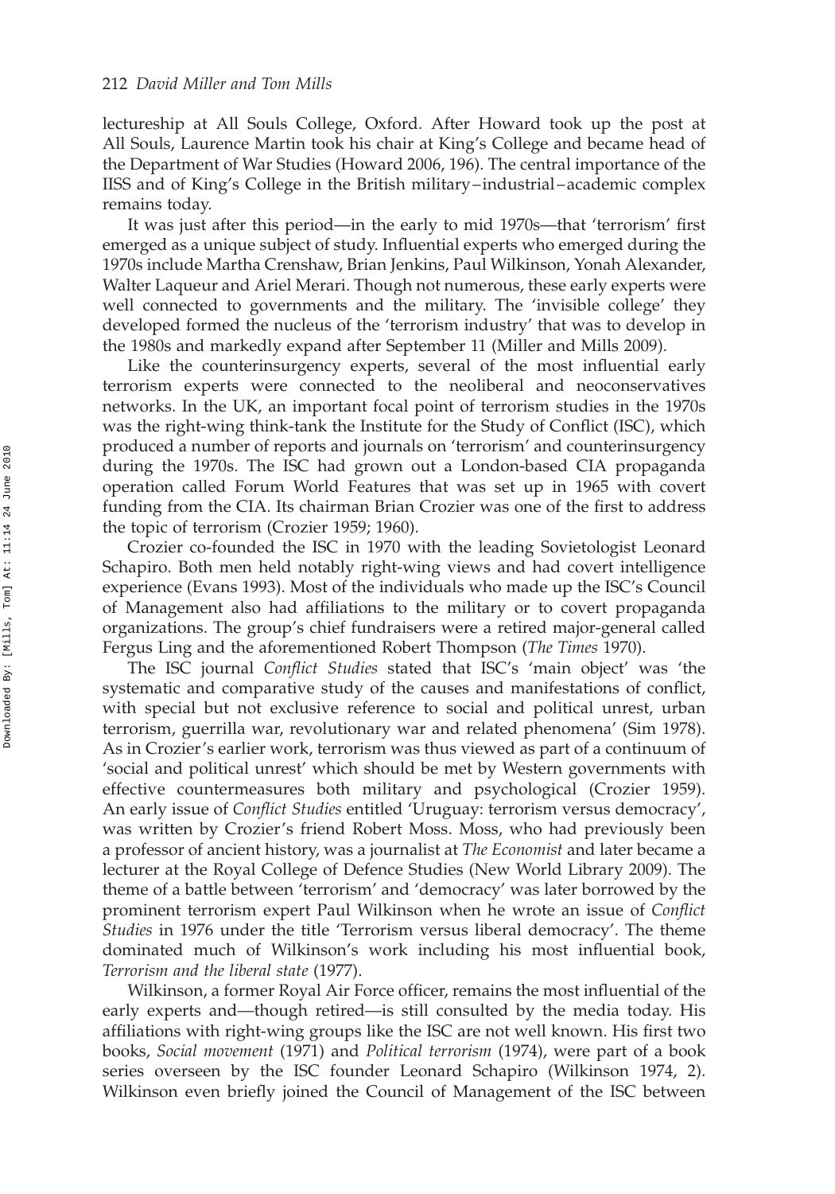lectureship at All Souls College, Oxford. After Howard took up the post at All Souls, Laurence Martin took his chair at King's College and became head of the Department of War Studies (Howard 2006, 196). The central importance of the IISS and of King's College in the British military–industrial–academic complex remains today.

It was just after this period—in the early to mid 1970s—that 'terrorism' first emerged as a unique subject of study. Influential experts who emerged during the 1970s include Martha Crenshaw, Brian Jenkins, Paul Wilkinson, Yonah Alexander, Walter Laqueur and Ariel Merari. Though not numerous, these early experts were well connected to governments and the military. The 'invisible college' they developed formed the nucleus of the 'terrorism industry' that was to develop in the 1980s and markedly expand after September 11 (Miller and Mills 2009).

Like the counterinsurgency experts, several of the most influential early terrorism experts were connected to the neoliberal and neoconservatives networks. In the UK, an important focal point of terrorism studies in the 1970s was the right-wing think-tank the Institute for the Study of Conflict (ISC), which produced a number of reports and journals on 'terrorism' and counterinsurgency during the 1970s. The ISC had grown out a London-based CIA propaganda operation called Forum World Features that was set up in 1965 with covert funding from the CIA. Its chairman Brian Crozier was one of the first to address the topic of terrorism (Crozier 1959; 1960).

Crozier co-founded the ISC in 1970 with the leading Sovietologist Leonard Schapiro. Both men held notably right-wing views and had covert intelligence experience (Evans 1993). Most of the individuals who made up the ISC's Council of Management also had affiliations to the military or to covert propaganda organizations. The group's chief fundraisers were a retired major-general called Fergus Ling and the aforementioned Robert Thompson (*The Times* 1970).

The ISC journal *Conflict Studies* stated that ISC's 'main object' was 'the systematic and comparative study of the causes and manifestations of conflict, with special but not exclusive reference to social and political unrest, urban terrorism, guerrilla war, revolutionary war and related phenomena' (Sim 1978). As in Crozier's earlier work, terrorism was thus viewed as part of a continuum of 'social and political unrest' which should be met by Western governments with effective countermeasures both military and psychological (Crozier 1959). An early issue of *Conflict Studies* entitled 'Uruguay: terrorism versus democracy', was written by Crozier's friend Robert Moss. Moss, who had previously been a professor of ancient history, was a journalist at *The Economist* and later became a lecturer at the Royal College of Defence Studies (New World Library 2009). The theme of a battle between 'terrorism' and 'democracy' was later borrowed by the prominent terrorism expert Paul Wilkinson when he wrote an issue of *Conflict Studies* in 1976 under the title 'Terrorism versus liberal democracy'. The theme dominated much of Wilkinson's work including his most influential book, *Terrorism and the liberal state* (1977).

Wilkinson, a former Royal Air Force officer, remains the most influential of the early experts and—though retired—is still consulted by the media today. His affiliations with right-wing groups like the ISC are not well known. His first two books, *Social movement* (1971) and *Political terrorism* (1974), were part of a book series overseen by the ISC founder Leonard Schapiro (Wilkinson 1974, 2). Wilkinson even briefly joined the Council of Management of the ISC between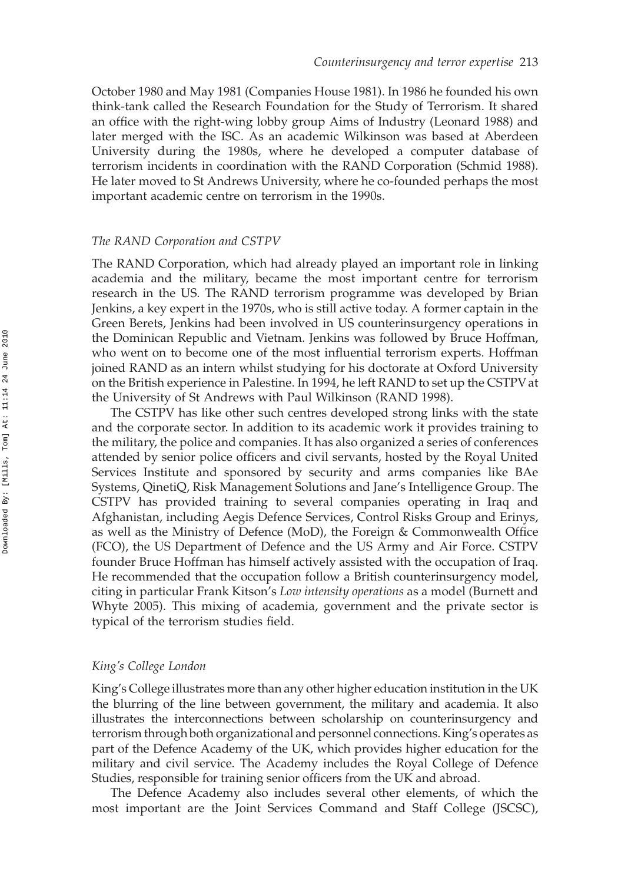October 1980 and May 1981 (Companies House 1981). In 1986 he founded his own think-tank called the Research Foundation for the Study of Terrorism. It shared an office with the right-wing lobby group Aims of Industry (Leonard 1988) and later merged with the ISC. As an academic Wilkinson was based at Aberdeen University during the 1980s, where he developed a computer database of terrorism incidents in coordination with the RAND Corporation (Schmid 1988). He later moved to St Andrews University, where he co-founded perhaps the most important academic centre on terrorism in the 1990s.

### *The RAND Corporation and CSTPV*

The RAND Corporation, which had already played an important role in linking academia and the military, became the most important centre for terrorism research in the US. The RAND terrorism programme was developed by Brian Jenkins, a key expert in the 1970s, who is still active today. A former captain in the Green Berets, Jenkins had been involved in US counterinsurgency operations in the Dominican Republic and Vietnam. Jenkins was followed by Bruce Hoffman, who went on to become one of the most influential terrorism experts. Hoffman joined RAND as an intern whilst studying for his doctorate at Oxford University on the British experience in Palestine. In 1994, he left RAND to set up the CSTPV at the University of St Andrews with Paul Wilkinson (RAND 1998).

The CSTPV has like other such centres developed strong links with the state and the corporate sector. In addition to its academic work it provides training to the military, the police and companies. It has also organized a series of conferences attended by senior police officers and civil servants, hosted by the Royal United Services Institute and sponsored by security and arms companies like BAe Systems, QinetiQ, Risk Management Solutions and Jane's Intelligence Group. The CSTPV has provided training to several companies operating in Iraq and Afghanistan, including Aegis Defence Services, Control Risks Group and Erinys, as well as the Ministry of Defence (MoD), the Foreign & Commonwealth Office (FCO), the US Department of Defence and the US Army and Air Force. CSTPV founder Bruce Hoffman has himself actively assisted with the occupation of Iraq. He recommended that the occupation follow a British counterinsurgency model, citing in particular Frank Kitson's *Low intensity operations* as a model (Burnett and Whyte 2005). This mixing of academia, government and the private sector is typical of the terrorism studies field.

### *King's College London*

King's College illustrates more than any other higher education institution in the UK the blurring of the line between government, the military and academia. It also illustrates the interconnections between scholarship on counterinsurgency and terrorism through both organizational and personnel connections. King's operates as part of the Defence Academy of the UK, which provides higher education for the military and civil service. The Academy includes the Royal College of Defence Studies, responsible for training senior officers from the UK and abroad.

The Defence Academy also includes several other elements, of which the most important are the Joint Services Command and Staff College (JSCSC),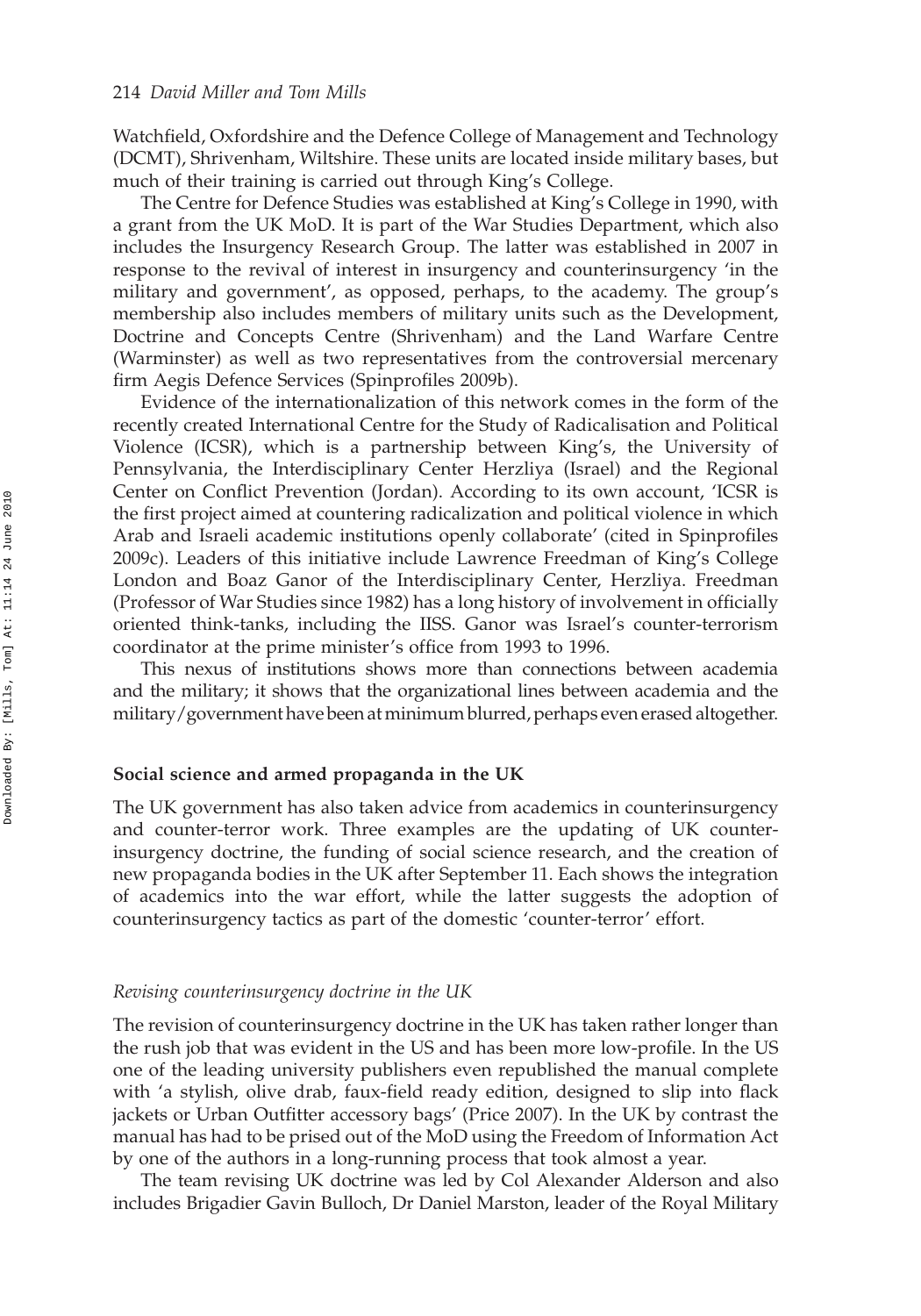Watchfield, Oxfordshire and the Defence College of Management and Technology (DCMT), Shrivenham, Wiltshire. These units are located inside military bases, but much of their training is carried out through King's College.

The Centre for Defence Studies was established at King's College in 1990, with a grant from the UK MoD. It is part of the War Studies Department, which also includes the Insurgency Research Group. The latter was established in 2007 in response to the revival of interest in insurgency and counterinsurgency 'in the military and government', as opposed, perhaps, to the academy. The group's membership also includes members of military units such as the Development, Doctrine and Concepts Centre (Shrivenham) and the Land Warfare Centre (Warminster) as well as two representatives from the controversial mercenary firm Aegis Defence Services (Spinprofiles 2009b).

Evidence of the internationalization of this network comes in the form of the recently created International Centre for the Study of Radicalisation and Political Violence (ICSR), which is a partnership between King's, the University of Pennsylvania, the Interdisciplinary Center Herzliya (Israel) and the Regional Center on Conflict Prevention (Jordan). According to its own account, 'ICSR is the first project aimed at countering radicalization and political violence in which Arab and Israeli academic institutions openly collaborate' (cited in Spinprofiles 2009c). Leaders of this initiative include Lawrence Freedman of King's College London and Boaz Ganor of the Interdisciplinary Center, Herzliya. Freedman (Professor of War Studies since 1982) has a long history of involvement in officially oriented think-tanks, including the IISS. Ganor was Israel's counter-terrorism coordinator at the prime minister's office from 1993 to 1996.

This nexus of institutions shows more than connections between academia and the military; it shows that the organizational lines between academia and the military/government have been at minimum blurred, perhaps even erased altogether.

### Social science and armed propaganda in the UK

The UK government has also taken advice from academics in counterinsurgency and counter-terror work. Three examples are the updating of UK counterinsurgency doctrine, the funding of social science research, and the creation of new propaganda bodies in the UK after September 11. Each shows the integration of academics into the war effort, while the latter suggests the adoption of counterinsurgency tactics as part of the domestic 'counter-terror' effort.

#### *Revising counterinsurgency doctrine in the UK*

The revision of counterinsurgency doctrine in the UK has taken rather longer than the rush job that was evident in the US and has been more low-profile. In the US one of the leading university publishers even republished the manual complete with 'a stylish, olive drab, faux-field ready edition, designed to slip into flack jackets or Urban Outfitter accessory bags' (Price 2007). In the UK by contrast the manual has had to be prised out of the MoD using the Freedom of Information Act by one of the authors in a long-running process that took almost a year.

The team revising UK doctrine was led by Col Alexander Alderson and also includes Brigadier Gavin Bulloch, Dr Daniel Marston, leader of the Royal Military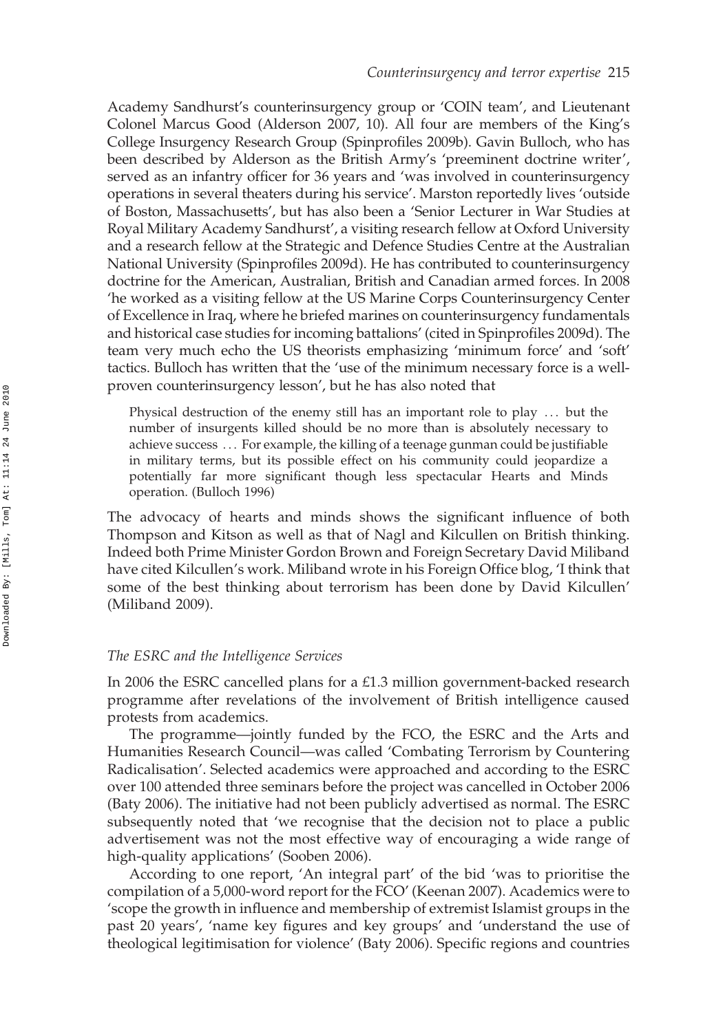Academy Sandhurst's counterinsurgency group or 'COIN team', and Lieutenant Colonel Marcus Good (Alderson 2007, 10). All four are members of the King's College Insurgency Research Group (Spinprofiles 2009b). Gavin Bulloch, who has been described by Alderson as the British Army's 'preeminent doctrine writer', served as an infantry officer for 36 years and 'was involved in counterinsurgency operations in several theaters during his service'. Marston reportedly lives 'outside of Boston, Massachusetts', but has also been a 'Senior Lecturer in War Studies at Royal Military Academy Sandhurst', a visiting research fellow at Oxford University and a research fellow at the Strategic and Defence Studies Centre at the Australian National University (Spinprofiles 2009d). He has contributed to counterinsurgency doctrine for the American, Australian, British and Canadian armed forces. In 2008 'he worked as a visiting fellow at the US Marine Corps Counterinsurgency Center of Excellence in Iraq, where he briefed marines on counterinsurgency fundamentals and historical case studies for incoming battalions' (cited in Spinprofiles 2009d). The team very much echo the US theorists emphasizing 'minimum force' and 'soft' tactics. Bulloch has written that the 'use of the minimum necessary force is a well-proven counterinsurgency lesson', but he has also noted that

> Physical destruction of the enemy still has an important role to play ... but the number of insurgents killed should be no more than is absolutely necessary to achieve success ... For example, the killing of a teenage gunman could be justifiable in military terms, but its possible effect on his community could jeopardize a potentially far more significant though less spectacular Hearts and Minds operation. (Bulloch 1996)

The advocacy of hearts and minds shows the significant influence of both Thompson and Kitson as well as that of Nagl and Kilcullen on British thinking. Indeed both Prime Minister Gordon Brown and Foreign Secretary David Miliband have cited Kilcullen's work. Miliband wrote in his Foreign Office blog, 'I think that some of the best thinking about terrorism has been done by David Kilcullen' (Miliband 2009).

### *The ESRC and the Intelligence Services*

In 2006 the ESRC cancelled plans for a £1.3 million government-backed research programme after revelations of the involvement of British intelligence caused protests from academics.

The programme—jointly funded by the FCO, the ESRC and the Arts and Humanities Research Council—was called 'Combating Terrorism by Countering Radicalisation'. Selected academics were approached and according to the ESRC over 100 attended three seminars before the project was cancelled in October 2006 (Baty 2006). The initiative had not been publicly advertised as normal. The ESRC subsequently noted that 'we recognise that the decision not to place a public advertisement was not the most effective way of encouraging a wide range of high-quality applications' (Sooben 2006).

According to one report, 'An integral part' of the bid 'was to prioritise the compilation of a 5,000-word report for the FCO' (Keenan 2007). Academics were to 'scope the growth in influence and membership of extremist Islamist groups in the past 20 years', 'name key figures and key groups' and 'understand the use of theological legitimisation for violence' (Baty 2006). Specific regions and countries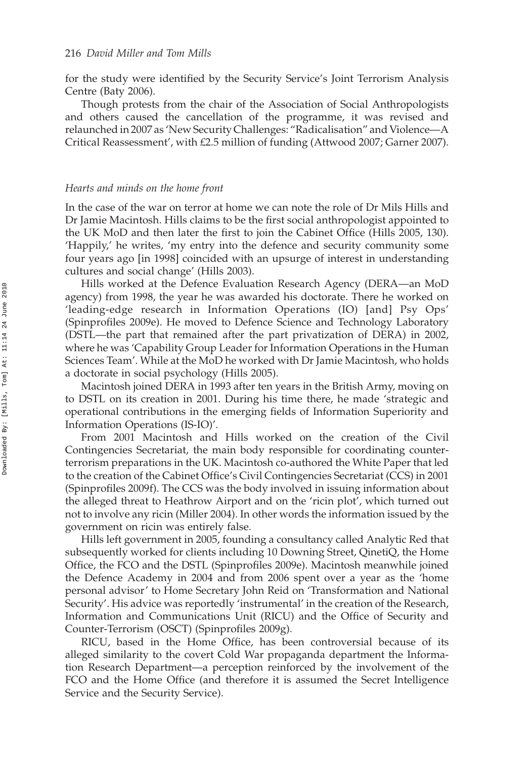for the study were identified by the Security Service's Joint Terrorism Analysis Centre (Baty 2006).

Though protests from the chair of the Association of Social Anthropologists and others caused the cancellation of the programme, it was revised and relaunched in 2007 as 'New Security Challenges: "Radicalisation" and Violence—A Critical Reassessment', with £2.5 million of funding (Attwood 2007; Garner 2007).

### *Hearts and minds on the home front*

In the case of the war on terror at home we can note the role of Dr Mils Hills and Dr Jamie Macintosh. Hills claims to be the first social anthropologist appointed to the UK MoD and then later the first to join the Cabinet Office (Hills 2005, 130). 'Happily,' he writes, 'my entry into the defence and security community some four years ago [in 1998] coincided with an upsurge of interest in understanding cultures and social change' (Hills 2003).

Hills worked at the Defence Evaluation Research Agency (DERA—an MoD agency) from 1998, the year he was awarded his doctorate. There he worked on 'leading-edge research in Information Operations (IO) [and] Psy Ops' (Spinprofiles 2009e). He moved to Defence Science and Technology Laboratory (DSTL—the part that remained after the part privatization of DERA) in 2002, where he was 'Capability Group Leader for Information Operations in the Human Sciences Team'. While at the MoD he worked with Dr Jamie Macintosh, who holds a doctorate in social psychology (Hills 2005).

Macintosh joined DERA in 1993 after ten years in the British Army, moving on to DSTL on its creation in 2001. During his time there, he made 'strategic and operational contributions in the emerging fields of Information Superiority and Information Operations (IS-IO)'.

From 2001 Macintosh and Hills worked on the creation of the Civil Contingencies Secretariat, the main body responsible for coordinating counter-terrorism preparations in the UK. Macintosh co-authored the White Paper that led to the creation of the Cabinet Office's Civil Contingencies Secretariat (CCS) in 2001 (Spinprofiles 2009f). The CCS was the body involved in issuing information about the alleged threat to Heathrow Airport and on the 'ricin plot', which turned out not to involve any ricin (Miller 2004). In other words the information issued by the government on ricin was entirely false.

Hills left government in 2005, founding a consultancy called Analytic Red that subsequently worked for clients including 10 Downing Street, QinetiQ, the Home Office, the FCO and the DSTL (Spinprofiles 2009e). Macintosh meanwhile joined the Defence Academy in 2004 and from 2006 spent over a year as the 'home personal advisor' to Home Secretary John Reid on 'Transformation and National Security'. His advice was reportedly 'instrumental' in the creation of the Research, Information and Communications Unit (RICU) and the Office of Security and Counter-Terrorism (OSCT) (Spinprofiles 2009g).

RICU, based in the Home Office, has been controversial because of its alleged similarity to the covert Cold War propaganda department the Information Research Department—a perception reinforced by the involvement of the FCO and the Home Office (and therefore it is assumed the Secret Intelligence Service and the Security Service).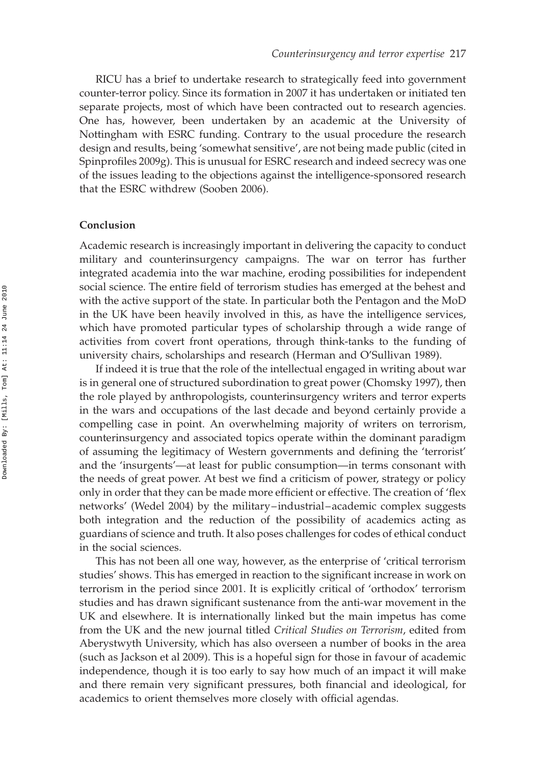RICU has a brief to undertake research to strategically feed into government counter-terror policy. Since its formation in 2007 it has undertaken or initiated ten separate projects, most of which have been contracted out to research agencies. One has, however, been undertaken by an academic at the University of Nottingham with ESRC funding. Contrary to the usual procedure the research design and results, being 'somewhat sensitive', are not being made public (cited in Spinprofiles 2009g). This is unusual for ESRC research and indeed secrecy was one of the issues leading to the objections against the intelligence-sponsored research that the ESRC withdrew (Sooben 2006).

## Conclusion

Academic research is increasingly important in delivering the capacity to conduct military and counterinsurgency campaigns. The war on terror has further integrated academia into the war machine, eroding possibilities for independent social science. The entire field of terrorism studies has emerged at the behest and with the active support of the state. In particular both the Pentagon and the MoD in the UK have been heavily involved in this, as have the intelligence services, which have promoted particular types of scholarship through a wide range of activities from covert front operations, through think-tanks to the funding of university chairs, scholarships and research (Herman and O'Sullivan 1989).

If indeed it is true that the role of the intellectual engaged in writing about war is in general one of structured subordination to great power (Chomsky 1997), then the role played by anthropologists, counterinsurgency writers and terror experts in the wars and occupations of the last decade and beyond certainly provide a compelling case in point. An overwhelming majority of writers on terrorism, counterinsurgency and associated topics operate within the dominant paradigm of assuming the legitimacy of Western governments and defining the 'terrorist' and the 'insurgents'—at least for public consumption—in terms consonant with the needs of great power. At best we find a criticism of power, strategy or policy only in order that they can be made more efficient or effective. The creation of 'flex networks' (Wedel 2004) by the military–industrial–academic complex suggests both integration and the reduction of the possibility of academics acting as guardians of science and truth. It also poses challenges for codes of ethical conduct in the social sciences.

This has not been all one way, however, as the enterprise of 'critical terrorism studies' shows. This has emerged in reaction to the significant increase in work on terrorism in the period since 2001. It is explicitly critical of 'orthodox' terrorism studies and has drawn significant sustenance from the anti-war movement in the UK and elsewhere. It is internationally linked but the main impetus has come from the UK and the new journal titled *Critical Studies on Terrorism*, edited from Aberystwyth University, which has also overseen a number of books in the area (such as Jackson et al 2009). This is a hopeful sign for those in favour of academic independence, though it is too early to say how much of an impact it will make and there remain very significant pressures, both financial and ideological, for academics to orient themselves more closely with official agendas.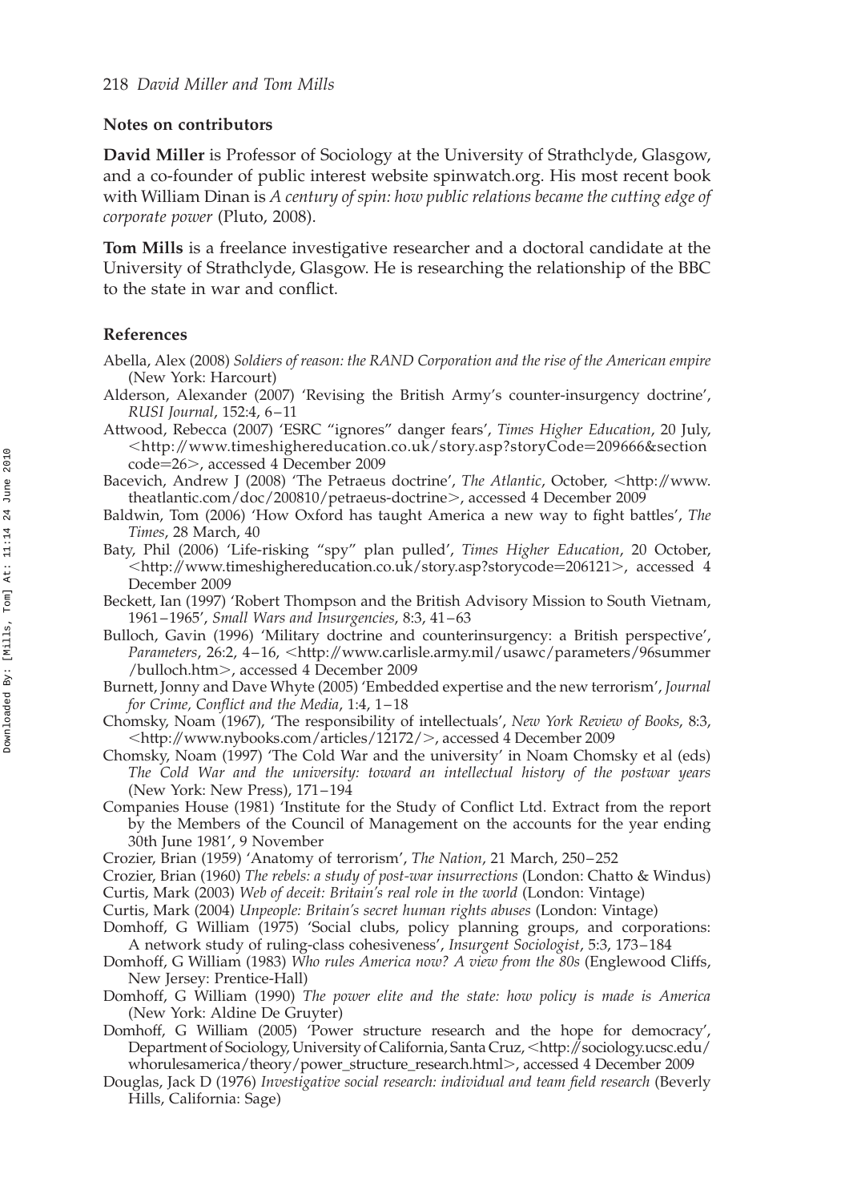## Notes on contributors

**David Miller** is Professor of Sociology at the University of Strathclyde, Glasgow, and a co-founder of public interest website spinwatch.org. His most recent book with William Dinan is *A century of spin: how public relations became the cutting edge of corporate power* (Pluto, 2008).

**Tom Mills** is a freelance investigative researcher and a doctoral candidate at the University of Strathclyde, Glasgow. He is researching the relationship of the BBC to the state in war and conflict.

## References

Abella, Alex (2008) *Soldiers of reason: the RAND Corporation and the rise of the American empire* (New York: Harcourt)

Alderson, Alexander (2007) 'Revising the British Army's counter-insurgency doctrine', *RUSI Journal*, 152:4, 6–11

Attwood, Rebecca (2007) 'ESRC "ignores" danger fears', *Times Higher Education*, 20 July, <http://www.timeshighereducation.co.uk/story.asp?storyCode=209666&sectioncode=26>, accessed 4 December 2009

Bacevich, Andrew J (2008) 'The Petraeus doctrine', *The Atlantic*, October, <http://www.theatlantic.com/doc/200810/petraeus-doctrine>, accessed 4 December 2009

Baldwin, Tom (2006) 'How Oxford has taught America a new way to fight battles', *The Times*, 28 March, 40

Baty, Phil (2006) 'Life-risking "spy" plan pulled', *Times Higher Education*, 20 October, <http://www.timeshighereducation.co.uk/story.asp?storycode=206121>, accessed 4 December 2009

Beckett, Ian (1997) 'Robert Thompson and the British Advisory Mission to South Vietnam, 1961–1965', *Small Wars and Insurgencies*, 8:3, 41–63

Bulloch, Gavin (1996) 'Military doctrine and counterinsurgency: a British perspective', *Parameters*, 26:2, 4–16, <http://www.carlisle.army.mil/usawc/parameters/96summer/bulloch.htm>, accessed 4 December 2009

Burnett, Jonny and Dave Whyte (2005) 'Embedded expertise and the new terrorism', *Journal for Crime, Conflict and the Media*, 1:4, 1–18

Chomsky, Noam (1967), 'The responsibility of intellectuals', *New York Review of Books*, 8:3, <http://www.nybooks.com/articles/12172/>, accessed 4 December 2009

Chomsky, Noam (1997) 'The Cold War and the university' in Noam Chomsky et al (eds) *The Cold War and the university: toward an intellectual history of the postwar years* (New York: New Press), 171–194

Companies House (1981) 'Institute for the Study of Conflict Ltd. Extract from the report by the Members of the Council of Management on the accounts for the year ending 30th June 1981', 9 November

Crozier, Brian (1959) 'Anatomy of terrorism', *The Nation*, 21 March, 250–252

Crozier, Brian (1960) *The rebels: a study of post-war insurrections* (London: Chatto & Windus)

Curtis, Mark (2003) *Web of deceit: Britain's real role in the world* (London: Vintage)

Curtis, Mark (2004) *Unpeople: Britain's secret human rights abuses* (London: Vintage)

Domhoff, G William (1975) 'Social clubs, policy planning groups, and corporations: A network study of ruling-class cohesiveness', *Insurgent Sociologist*, 5:3, 173–184

Domhoff, G William (1983) *Who rules America now? A view from the 80s* (Englewood Cliffs, New Jersey: Prentice-Hall)

Domhoff, G William (1990) *The power elite and the state: how policy is made is America* (New York: Aldine De Gruyter)

Domhoff, G William (2005) 'Power structure research and the hope for democracy', Department of Sociology, University of California, Santa Cruz, <http://sociology.ucsc.edu/whorulesamerica/theory/power_structure_research.html>, accessed 4 December 2009

Douglas, Jack D (1976) *Investigative social research: individual and team field research* (Beverly Hills, California: Sage)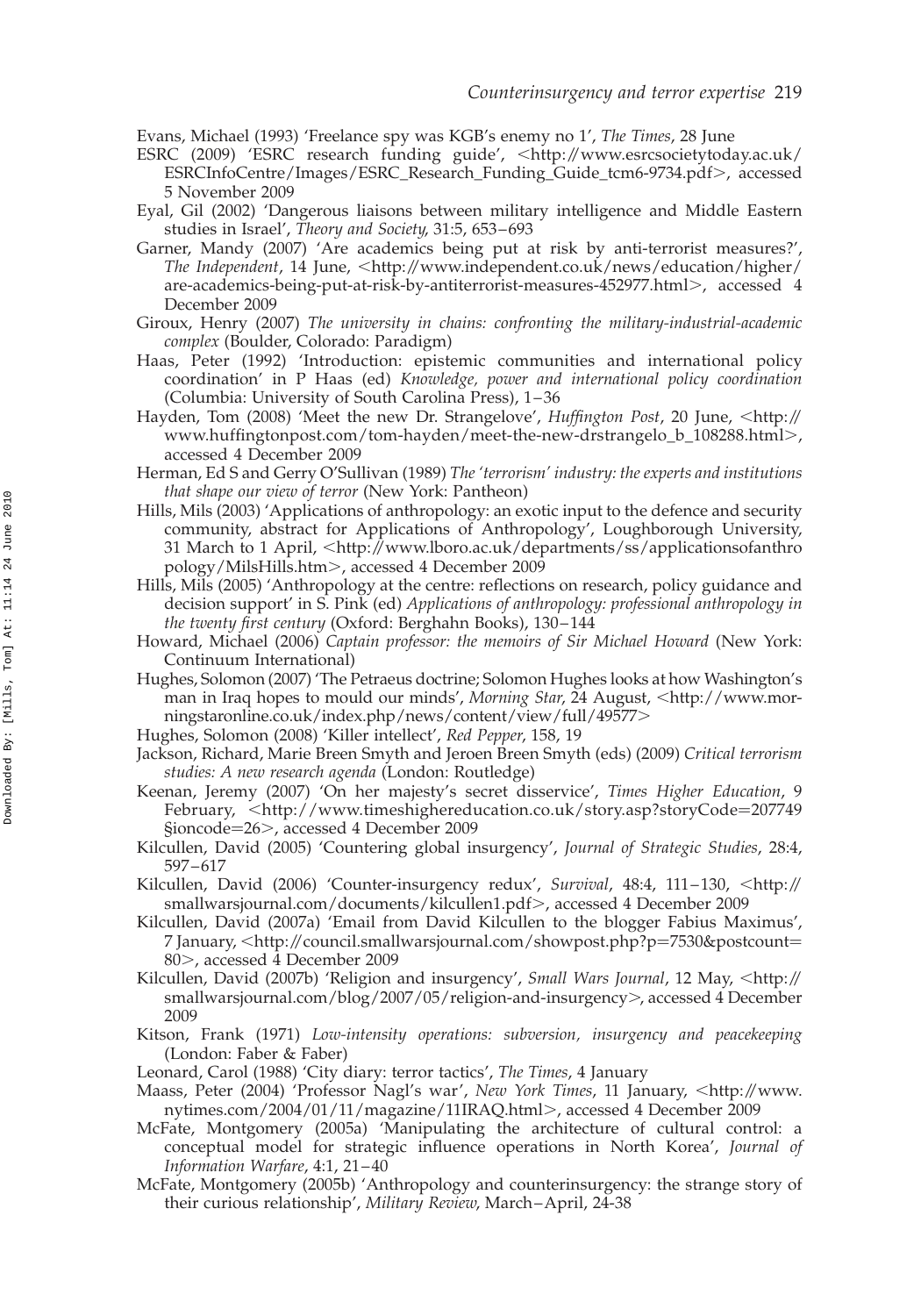Evans, Michael (1993) 'Freelance spy was KGB's enemy no 1', *The Times*, 28 June

ESRC (2009) 'ESRC research funding guide', <http://www.esrcsocietytoday.ac.uk/ESRCInfoCentre/Images/ESRC_Research_Funding_Guide_tcm6-9734.pdf>, accessed 5 November 2009

Eyal, Gil (2002) 'Dangerous liaisons between military intelligence and Middle Eastern studies in Israel', *Theory and Society*, 31:5, 653–693

Garner, Mandy (2007) 'Are academics being put at risk by anti-terrorist measures?', *The Independent*, 14 June, <http://www.independent.co.uk/news/education/higher/are-academics-being-put-at-risk-by-antiterrorist-measures-452977.html>, accessed 4 December 2009

Giroux, Henry (2007) *The university in chains: confronting the military-industrial-academic complex* (Boulder, Colorado: Paradigm)

Haas, Peter (1992) 'Introduction: epistemic communities and international policy coordination' in P Haas (ed) *Knowledge, power and international policy coordination* (Columbia: University of South Carolina Press), 1–36

Hayden, Tom (2008) 'Meet the new Dr. Strangelove', *Huffington Post*, 20 June, <http://www.huffingtonpost.com/tom-hayden/meet-the-new-drstrangelo_b_108288.html>, accessed 4 December 2009

Herman, Ed S and Gerry O'Sullivan (1989) *The 'terrorism' industry: the experts and institutions that shape our view of terror* (New York: Pantheon)

Hills, Mils (2003) 'Applications of anthropology: an exotic input to the defence and security community, abstract for Applications of Anthropology', Loughborough University, 31 March to 1 April, <http://www.lboro.ac.uk/departments/ss/applicationsofanthropology/MilsHills.htm>, accessed 4 December 2009

Hills, Mils (2005) 'Anthropology at the centre: reflections on research, policy guidance and decision support' in S. Pink (ed) *Applications of anthropology: professional anthropology in the twenty first century* (Oxford: Berghahn Books), 130–144

Howard, Michael (2006) *Captain professor: the memoirs of Sir Michael Howard* (New York: Continuum International)

Hughes, Solomon (2007) 'The Petraeus doctrine; Solomon Hughes looks at how Washington's man in Iraq hopes to mould our minds', *Morning Star*, 24 August, <http://www.morningstaronline.co.uk/index.php/news/content/view/full/49577>

Hughes, Solomon (2008) 'Killer intellect', *Red Pepper*, 158, 19

Jackson, Richard, Marie Breen Smyth and Jeroen Breen Smyth (eds) (2009) *Critical terrorism studies: A new research agenda* (London: Routledge)

Keenan, Jeremy (2007) 'On her majesty's secret disservice', *Times Higher Education*, 9 February, <http://www.timeshighereducation.co.uk/story.asp?storyCode=207749§ioncode=26>, accessed 4 December 2009

Kilcullen, David (2005) 'Countering global insurgency', *Journal of Strategic Studies*, 28:4, 597–617

Kilcullen, David (2006) 'Counter-insurgency redux', *Survival*, 48:4, 111–130, <http://smallwarsjournal.com/documents/kilcullen1.pdf>, accessed 4 December 2009

Kilcullen, David (2007a) 'Email from David Kilcullen to the blogger Fabius Maximus', 7 January, <http://council.smallwarsjournal.com/showpost.php?p=7530&postcount=80>, accessed 4 December 2009

Kilcullen, David (2007b) 'Religion and insurgency', *Small Wars Journal*, 12 May, <http://smallwarsjournal.com/blog/2007/05/religion-and-insurgency>, accessed 4 December 2009

Kitson, Frank (1971) *Low-intensity operations: subversion, insurgency and peacekeeping* (London: Faber & Faber)

Leonard, Carol (1988) 'City diary: terror tactics', *The Times*, 4 January

Maass, Peter (2004) 'Professor Nagl's war', *New York Times*, 11 January, <http://www.nytimes.com/2004/01/11/magazine/11IRAQ.html>, accessed 4 December 2009

McFate, Montgomery (2005a) 'Manipulating the architecture of cultural control: a conceptual model for strategic influence operations in North Korea', *Journal of Information Warfare*, 4:1, 21–40

McFate, Montgomery (2005b) 'Anthropology and counterinsurgency: the strange story of their curious relationship', *Military Review*, March–April, 24-38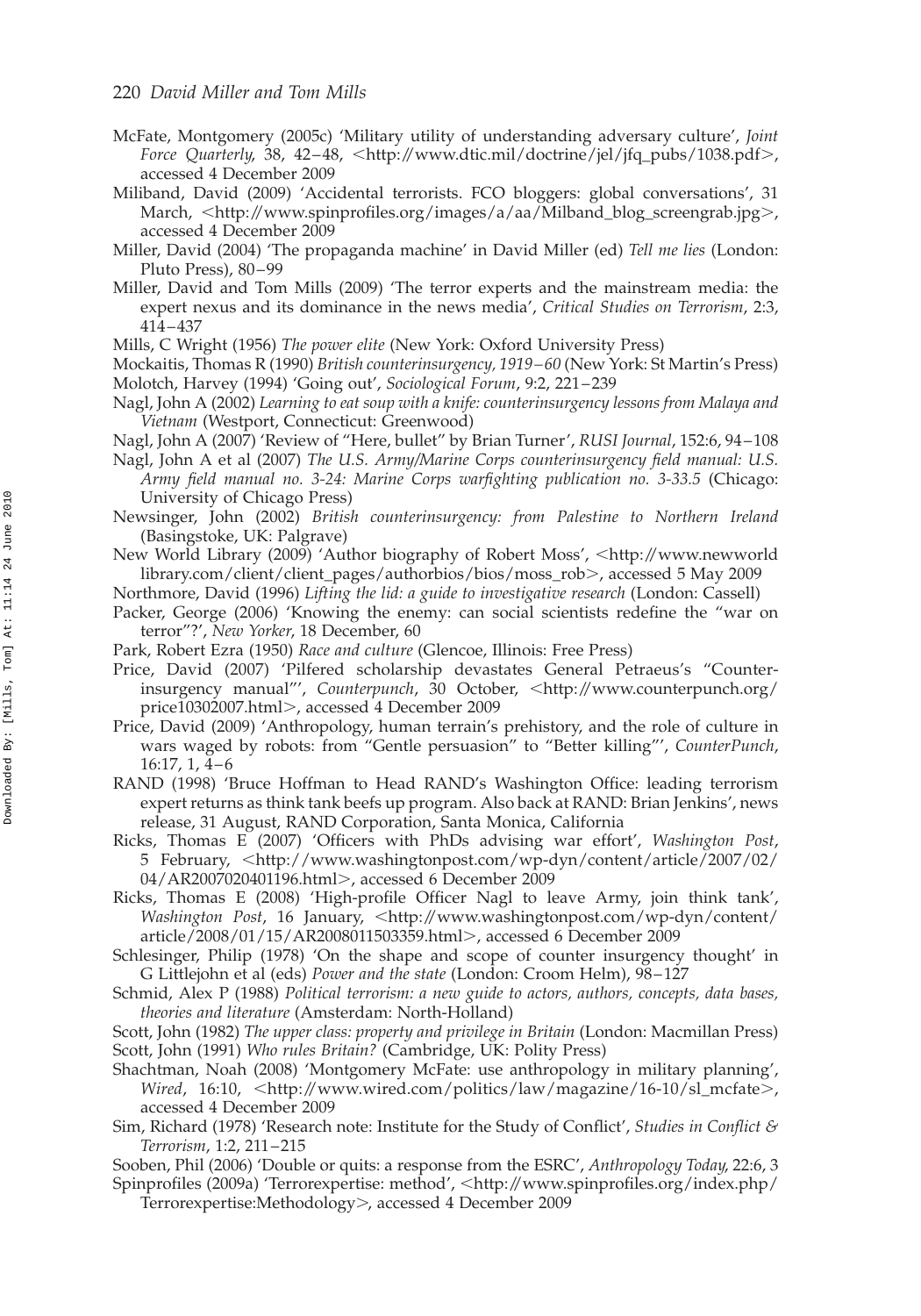McFate, Montgomery (2005c) 'Military utility of understanding adversary culture', *Joint Force Quarterly*, 38, 42–48, <http://www.dtic.mil/doctrine/jel/jfq_pubs/1038.pdf>, accessed 4 December 2009

Miliband, David (2009) 'Accidental terrorists. FCO bloggers: global conversations', 31 March, <http://www.spinprofiles.org/images/a/aa/Milband_blog_screengrab.jpg>, accessed 4 December 2009

Miller, David (2004) 'The propaganda machine' in David Miller (ed) *Tell me lies* (London: Pluto Press), 80–99

Miller, David and Tom Mills (2009) 'The terror experts and the mainstream media: the expert nexus and its dominance in the news media', *Critical Studies on Terrorism*, 2:3, 414–437

Mills, C Wright (1956) *The power elite* (New York: Oxford University Press)

Mockaitis, Thomas R (1990) *British counterinsurgency, 1919–60* (New York: St Martin's Press)

Molotch, Harvey (1994) 'Going out', *Sociological Forum*, 9:2, 221–239

Nagl, John A (2002) *Learning to eat soup with a knife: counterinsurgency lessons from Malaya and Vietnam* (Westport, Connecticut: Greenwood)

Nagl, John A (2007) 'Review of "Here, bullet" by Brian Turner', *RUSI Journal*, 152:6, 94–108

Nagl, John A et al (2007) *The U.S. Army/Marine Corps counterinsurgency field manual: U.S. Army field manual no. 3-24: Marine Corps warfighting publication no. 3-33.5* (Chicago: University of Chicago Press)

Newsinger, John (2002) *British counterinsurgency: from Palestine to Northern Ireland* (Basingstoke, UK: Palgrave)

New World Library (2009) 'Author biography of Robert Moss', <http://www.newworldlibrary.com/client/client_pages/authorbios/bios/moss_rob>, accessed 5 May 2009

Northmore, David (1996) *Lifting the lid: a guide to investigative research* (London: Cassell)

Packer, George (2006) 'Knowing the enemy: can social scientists redefine the "war on terror"?', *New Yorker*, 18 December, 60

Park, Robert Ezra (1950) *Race and culture* (Glencoe, Illinois: Free Press)

Price, David (2007) 'Pilfered scholarship devastates General Petraeus's "Counterinsurgency manual"', *Counterpunch*, 30 October, <http://www.counterpunch.org/price10302007.html>, accessed 4 December 2009

Price, David (2009) 'Anthropology, human terrain's prehistory, and the role of culture in wars waged by robots: from "Gentle persuasion" to "Better killing"', *CounterPunch*, 16:17, 1, 4–6

RAND (1998) 'Bruce Hoffman to Head RAND's Washington Office: leading terrorism expert returns as think tank beefs up program. Also back at RAND: Brian Jenkins', news release, 31 August, RAND Corporation, Santa Monica, California

Ricks, Thomas E (2007) 'Officers with PhDs advising war effort', *Washington Post*, 5 February, <http://www.washingtonpost.com/wp-dyn/content/article/2007/02/04/AR2007020401196.html>, accessed 6 December 2009

Ricks, Thomas E (2008) 'High-profile Officer Nagl to leave Army, join think tank', *Washington Post*, 16 January, <http://www.washingtonpost.com/wp-dyn/content/article/2008/01/15/AR2008011503359.html>, accessed 6 December 2009

Schlesinger, Philip (1978) 'On the shape and scope of counter insurgency thought' in G Littlejohn et al (eds) *Power and the state* (London: Croom Helm), 98–127

Schmid, Alex P (1988) *Political terrorism: a new guide to actors, authors, concepts, data bases, theories and literature* (Amsterdam: North-Holland)

Scott, John (1982) *The upper class: property and privilege in Britain* (London: Macmillan Press)

Scott, John (1991) *Who rules Britain?* (Cambridge, UK: Polity Press)

Shachtman, Noah (2008) 'Montgomery McFate: use anthropology in military planning', *Wired*, 16:10, <http://www.wired.com/politics/law/magazine/16-10/sl_mcfate>, accessed 4 December 2009

Sim, Richard (1978) 'Research note: Institute for the Study of Conflict', *Studies in Conflict & Terrorism*, 1:2, 211–215

Sooben, Phil (2006) 'Double or quits: a response from the ESRC', *Anthropology Today*, 22:6, 3

Spinprofiles (2009a) 'Terrorexpertise: method', <http://www.spinprofiles.org/index.php/Terrorexpertise:Methodology>, accessed 4 December 2009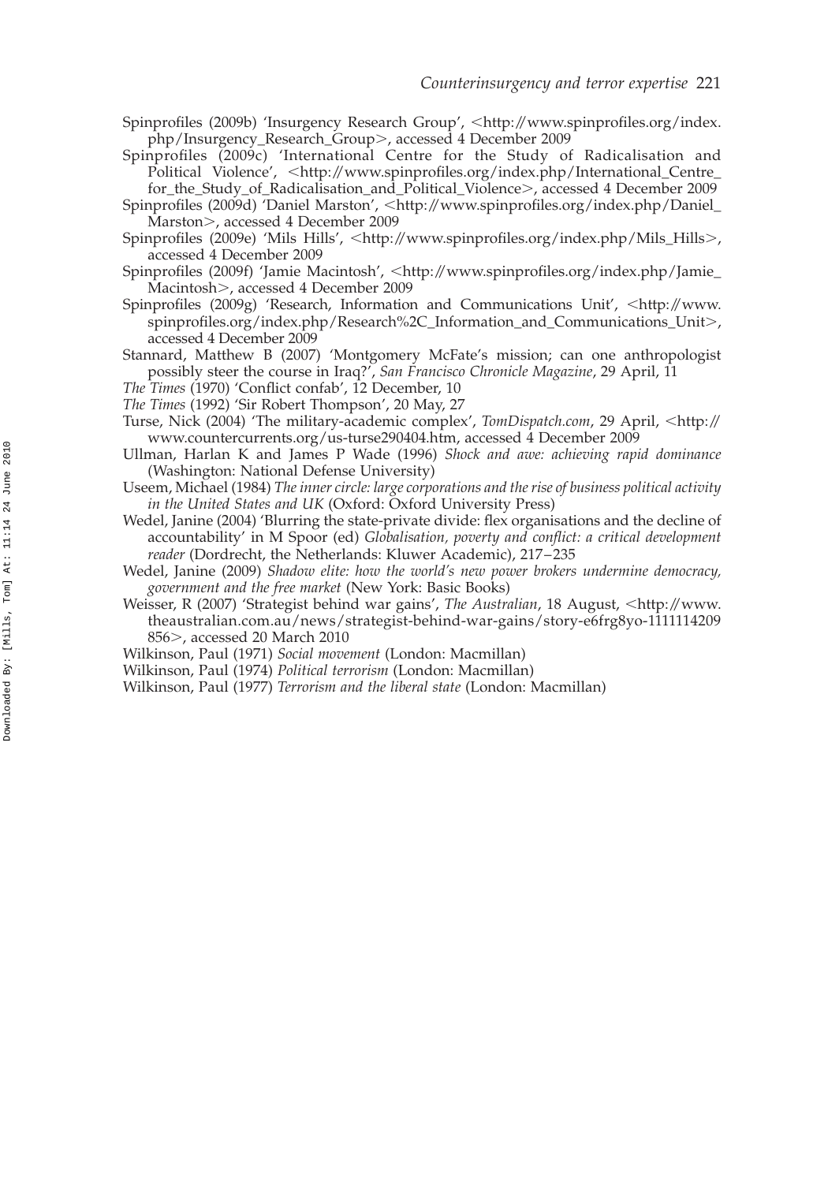Spinprofiles (2009b) 'Insurgency Research Group', <http://www.spinprofiles.org/index.php/Insurgency_Research_Group>, accessed 4 December 2009

Spinprofiles (2009c) 'International Centre for the Study of Radicalisation and Political Violence', <http://www.spinprofiles.org/index.php/International_Centre_for_the_Study_of_Radicalisation_and_Political_Violence>, accessed 4 December 2009

Spinprofiles (2009d) 'Daniel Marston', <http://www.spinprofiles.org/index.php/Daniel_Marston>, accessed 4 December 2009

Spinprofiles (2009e) 'Mils Hills', <http://www.spinprofiles.org/index.php/Mils_Hills>, accessed 4 December 2009

Spinprofiles (2009f) 'Jamie Macintosh', <http://www.spinprofiles.org/index.php/Jamie_Macintosh>, accessed 4 December 2009

Spinprofiles (2009g) 'Research, Information and Communications Unit', <http://www.spinprofiles.org/index.php/Research%2C_Information_and_Communications_Unit>, accessed 4 December 2009

Stannard, Matthew B (2007) 'Montgomery McFate's mission; can one anthropologist possibly steer the course in Iraq?', *San Francisco Chronicle Magazine*, 29 April, 11

*The Times* (1970) 'Conflict confab', 12 December, 10

*The Times* (1992) 'Sir Robert Thompson', 20 May, 27

Turse, Nick (2004) 'The military-academic complex', *TomDispatch.com*, 29 April, <http://www.countercurrents.org/us-turse290404.htm, accessed 4 December 2009

Ullman, Harlan K and James P Wade (1996) *Shock and awe: achieving rapid dominance* (Washington: National Defense University)

Useem, Michael (1984) *The inner circle: large corporations and the rise of business political activity in the United States and UK* (Oxford: Oxford University Press)

Wedel, Janine (2004) 'Blurring the state-private divide: flex organisations and the decline of accountability' in M Spoor (ed) *Globalisation, poverty and conflict: a critical development reader* (Dordrecht, the Netherlands: Kluwer Academic), 217–235

Wedel, Janine (2009) *Shadow elite: how the world's new power brokers undermine democracy, government and the free market* (New York: Basic Books)

Weisser, R (2007) 'Strategist behind war gains', *The Australian*, 18 August, <http://www.theaustralian.com.au/news/strategist-behind-war-gains/story-e6frg8yo-1111114209856>, accessed 20 March 2010

Wilkinson, Paul (1971) *Social movement* (London: Macmillan)

Wilkinson, Paul (1974) *Political terrorism* (London: Macmillan)

Wilkinson, Paul (1977) *Terrorism and the liberal state* (London: Macmillan)